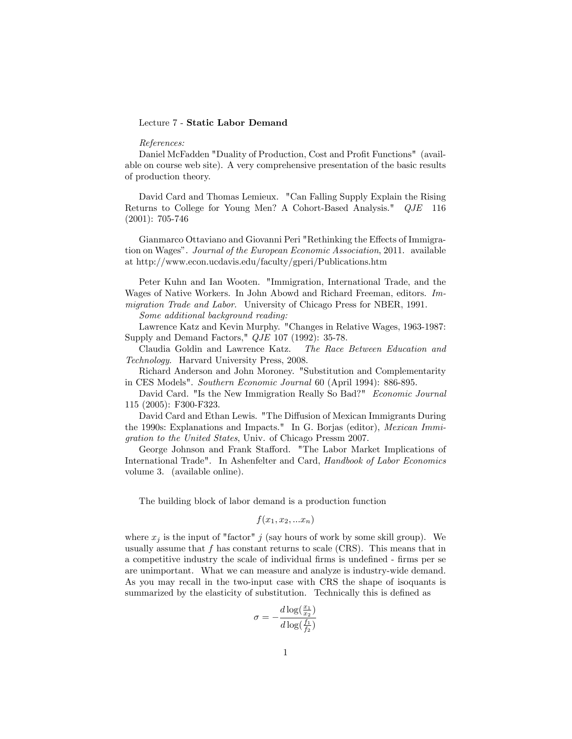Lecture 7 - **Static Labor Demand**

*References:*

Daniel McFadden "Duality of Production, Cost and Profit Functions" (available on course web site). A very comprehensive presentation of the basic results of production theory.

David Card and Thomas Lemieux. "Can Falling Supply Explain the Rising Returns to College for Young Men? A Cohort-Based Analysis." *QJE* 116 (2001): 705-746

Gianmarco Ottaviano and Giovanni Peri "Rethinking the Effects of Immigration on Wages". *Journal of the European Economic Association*, 2011. available at http://www.econ.ucdavis.edu/faculty/gperi/Publications.htm

Peter Kuhn and Ian Wooten. "Immigration, International Trade, and the Wages of Native Workers. In John Abowd and Richard Freeman, editors. *Immigration Trade and Labor*. University of Chicago Press for NBER, 1991.

*Some additional background reading:*

Lawrence Katz and Kevin Murphy. "Changes in Relative Wages, 1963-1987: Supply and Demand Factors," *QJE* 107 (1992): 35-78.

Claudia Goldin and Lawrence Katz. *The Race Between Education and Technology*. Harvard University Press, 2008.

Richard Anderson and John Moroney. "Substitution and Complementarity in CES Models". *Southern Economic Journal* 60 (April 1994): 886-895.

David Card. "Is the New Immigration Really So Bad?" *Economic Journal* 115 (2005): F300-F323.

David Card and Ethan Lewis. "The Diffusion of Mexican Immigrants During the 1990s: Explanations and Impacts." In G. Borjas (editor), *Mexican Immigration to the United States*, Univ. of Chicago Pressm 2007.

George Johnson and Frank Stafford. "The Labor Market Implications of International Trade". In Ashenfelter and Card, *Handbook of Labor Economics* volume 3. (available online).

The building block of labor demand is a production function

$$f(x_1, x_2, ...x_n)$$

where $x_j$ is the input of "factor" $j$ (say hours of work by some skill group). We usually assume that $f$ has constant returns to scale (CRS). This means that in a competitive industry the scale of individual firms is undefined - firms per se are unimportant. What we can measure and analyze is industry-wide demand. As you may recall in the two-input case with CRS the shape of isoquants is summarized by the elasticity of substitution. Technically this is defined as

$$\sigma = -\frac{d\log(\frac{x_1}{x_2})}{d\log(\frac{f_1}{f_2})}$$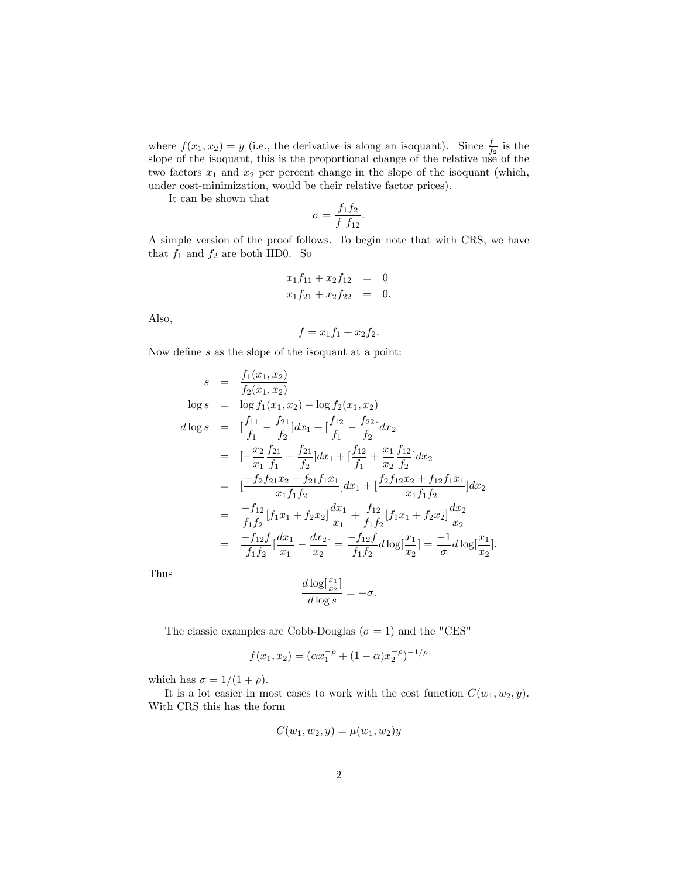where $f(x_1, x_2) = y$ (i.e., the derivative is along an isoquant). Since $\frac{f_1}{f_2}$ is the slope of the isoquant, this is the proportional change of the relative use of the two factors $x_1$ and $x_2$ per percent change in the slope of the isoquant (which, under cost-minimization, would be their relative factor prices).

It can be shown that

$$\sigma = \frac{f_1 f_2}{f \ f_{12}}.$$

A simple version of the proof follows. To begin note that with CRS, we have that $f_1$ and $f_2$ are both HD0. So

$$\begin{aligned} x_1 f_{11} + x_2 f_{12} &= 0 \\ x_1 f_{21} + x_2 f_{22} &= 0. \end{aligned}$$

Also,

$$f = x_1 f_1 + x_2 f_2.$$

Now define $s$ as the slope of the isoquant at a point:

$$\begin{aligned}
s &= \frac{f_1(x_1, x_2)}{f_2(x_1, x_2)} \\
\log s &= \log f_1(x_1, x_2) - \log f_2(x_1, x_2) \\
d \log s &= [\frac{f_{11}}{f_1} - \frac{f_{21}}{f_2}]dx_1 + [\frac{f_{12}}{f_1} - \frac{f_{22}}{f_2}]dx_2 \\
&= [-\frac{x_2}{x_1}\frac{f_{21}}{f_1} - \frac{f_{21}}{f_2}]dx_1 + [\frac{f_{12}}{f_1} + \frac{x_1}{x_2}\frac{f_{12}}{f_2}]dx_2 \\
&= [\frac{-f_2 f_{21} x_2 - f_{21} f_1 x_1}{x_1 f_1 f_2}]dx_1 + [\frac{f_2 f_{12} x_2 + f_{12} f_1 x_1}{x_1 f_1 f_2}]dx_2 \\
&= \frac{-f_{12}}{f_1 f_2}[f_1 x_1 + f_2 x_2]\frac{dx_1}{x_1} + \frac{f_{12}}{f_1 f_2}[f_1 x_1 + f_2 x_2]\frac{dx_2}{x_2} \\
&= \frac{-f_{12} f}{f_1 f_2}[\frac{dx_1}{x_1} - \frac{dx_2}{x_2}] = \frac{-f_{12} f}{f_1 f_2} d\log[\frac{x_1}{x_2}] = \frac{-1}{\sigma} d\log[\frac{x_1}{x_2}].
\end{aligned}$$

Thus

$$\frac{d \log[\frac{x_1}{x_2}]}{d \log s} = -\sigma.$$

The classic examples are Cobb-Douglas ($\sigma = 1$) and the "CES"

$$f(x_1, x_2) = (\alpha x_1^{-\rho} + (1 - \alpha) x_2^{-\rho})^{-1/\rho}$$

which has $\sigma = 1/(1 + \rho)$.

It is a lot easier in most cases to work with the cost function $C(w_1, w_2, y)$. With CRS this has the form

$$C(w_1, w_2, y) = \mu(w_1, w_2) y$$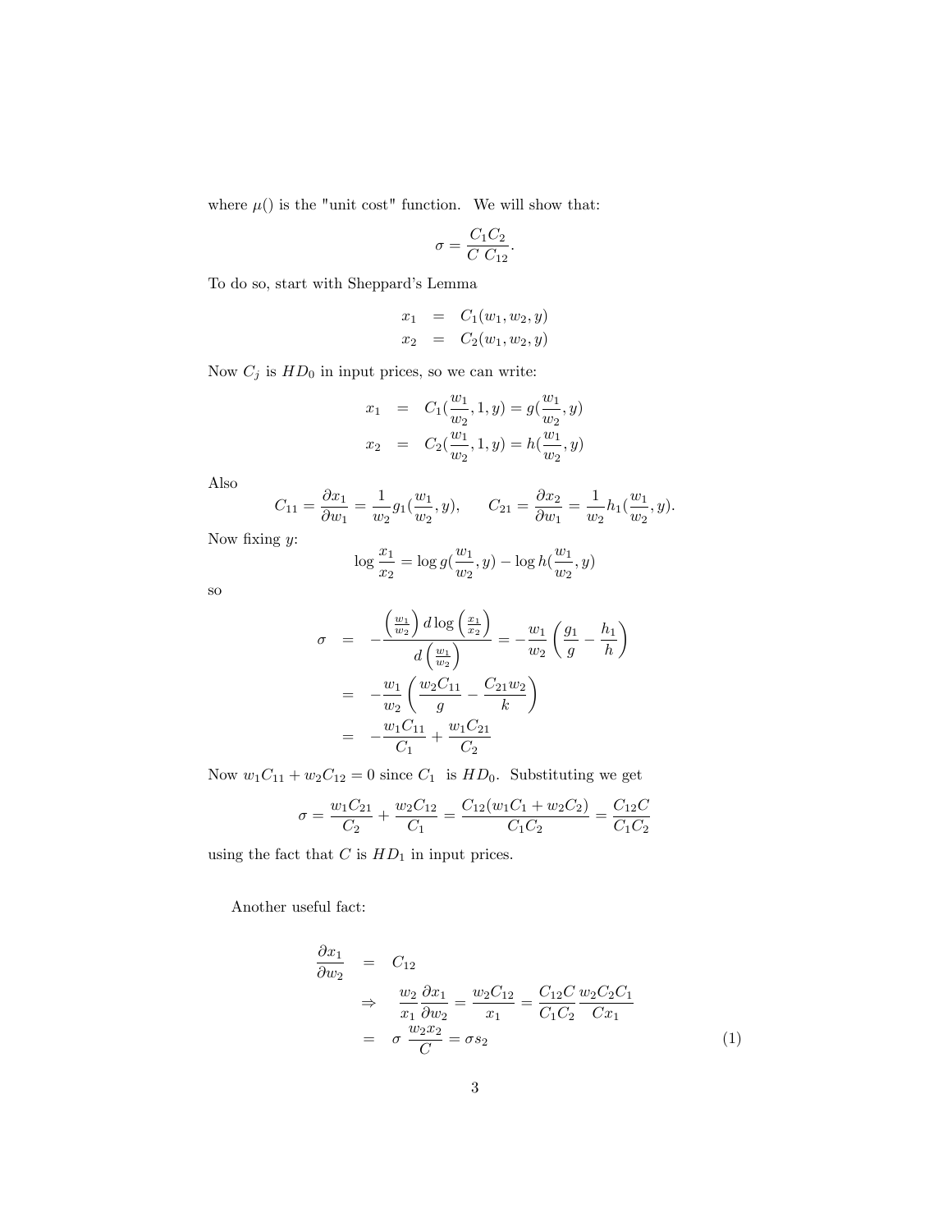where $\mu()$ is the "unit cost" function. We will show that:

$$\sigma = \frac{C_1 C_2}{C \; C_{12}}.$$

To do so, start with Sheppard's Lemma

$$\begin{aligned}
x_1 &= C_1(w_1, w_2, y) \\
x_2 &= C_2(w_1, w_2, y)
\end{aligned}$$

Now $C_j$ is $HD_0$ in input prices, so we can write:

$$\begin{aligned}
x_1 &= C_1(\frac{w_1}{w_2}, 1, y) = g(\frac{w_1}{w_2}, y) \\
x_2 &= C_2(\frac{w_1}{w_2}, 1, y) = h(\frac{w_1}{w_2}, y)
\end{aligned}$$

Also

$$C_{11} = \frac{\partial x_1}{\partial w_1} = \frac{1}{w_2} g_1(\frac{w_1}{w_2}, y), \qquad C_{21} = \frac{\partial x_2}{\partial w_1} = \frac{1}{w_2} h_1(\frac{w_1}{w_2}, y).$$

Now fixing $y$:

$$\log \frac{x_1}{x_2} = \log g(\frac{w_1}{w_2}, y) - \log h(\frac{w_1}{w_2}, y)$$

so

$$\begin{aligned}
\sigma &= -\frac{\left(\frac{w_1}{w_2}\right) d \log\left(\frac{x_1}{x_2}\right)}{d\left(\frac{w_1}{w_2}\right)} = -\frac{w_1}{w_2}\left(\frac{g_1}{g} - \frac{h_1}{h}\right) \\
&= -\frac{w_1}{w_2}\left(\frac{w_2 C_{11}}{g} - \frac{C_{21} w_2}{k}\right) \\
&= -\frac{w_1 C_{11}}{C_1} + \frac{w_1 C_{21}}{C_2}
\end{aligned}$$

Now $w_1 C_{11} + w_2 C_{12} = 0$ since $C_1$ is $HD_0$. Substituting we get

$$\sigma = \frac{w_1 C_{21}}{C_2} + \frac{w_2 C_{12}}{C_1} = \frac{C_{12}(w_1 C_1 + w_2 C_2)}{C_1 C_2} = \frac{C_{12} C}{C_1 C_2}$$

using the fact that $C$ is $HD_1$ in input prices.

Another useful fact:

$$\begin{aligned}
\frac{\partial x_1}{\partial w_2} &= C_{12} \\
&\Rightarrow \quad \frac{w_2}{x_1}\frac{\partial x_1}{\partial w_2} = \frac{w_2 C_{12}}{x_1} = \frac{C_{12} C}{C_1 C_2}\frac{w_2 C_2 C_1}{C x_1} \\
&= \sigma \; \frac{w_2 x_2}{C} = \sigma s_2 \qquad (1)
\end{aligned}$$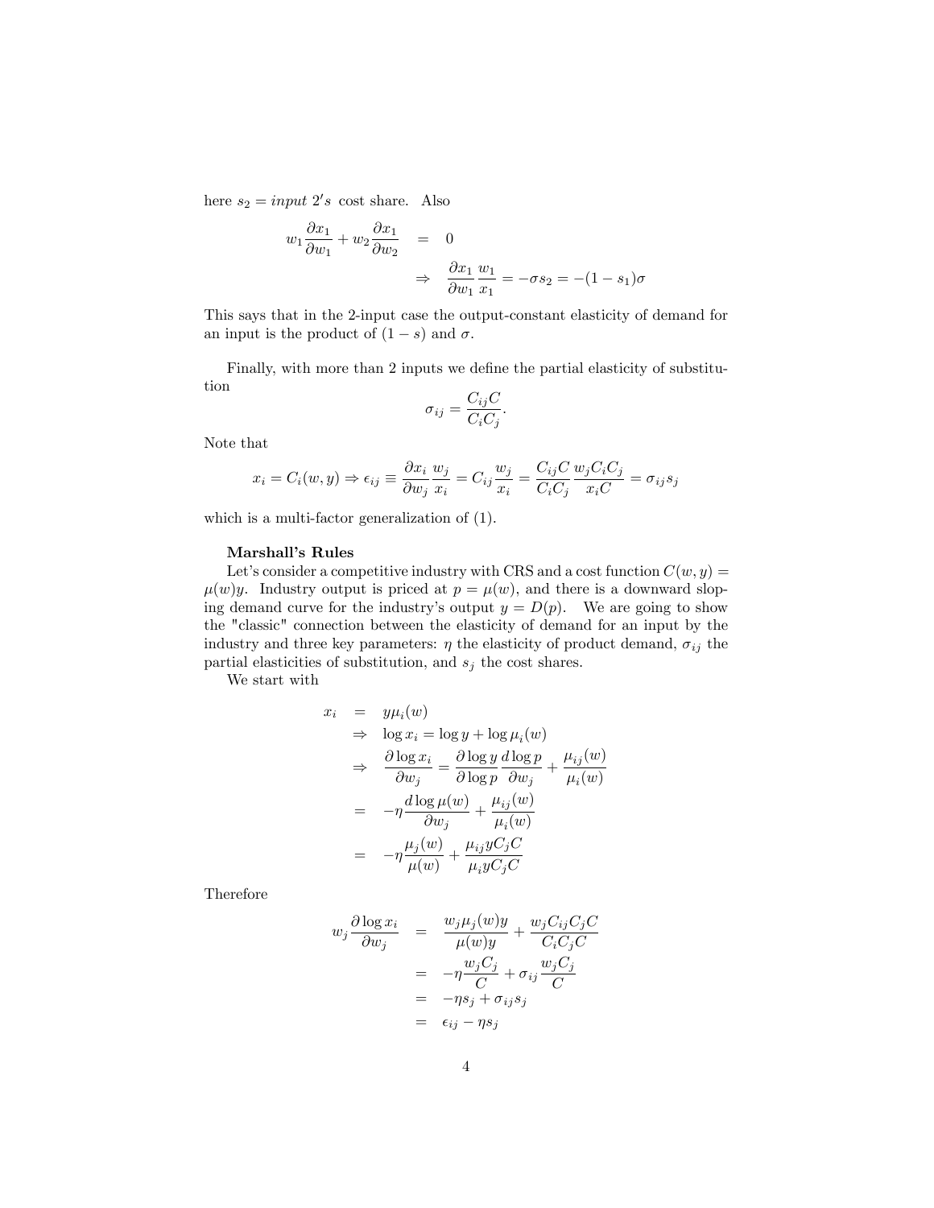here $s_2 = input\ 2's$ cost share. Also

$$
\begin{aligned}
w_1 \frac{\partial x_1}{\partial w_1} + w_2 \frac{\partial x_1}{\partial w_2} &= 0 \\
&\Rightarrow \quad \frac{\partial x_1}{\partial w_1} \frac{w_1}{x_1} = -\sigma s_2 = -(1 - s_1)\sigma
\end{aligned}
$$

This says that in the 2-input case the output-constant elasticity of demand for an input is the product of $(1 - s)$ and $\sigma$.

Finally, with more than 2 inputs we define the partial elasticity of substitution

$$
\sigma_{ij} = \frac{C_{ij} C}{C_i C_j}.
$$

Note that

$$
x_i = C_i(w, y) \Rightarrow \epsilon_{ij} \equiv \frac{\partial x_i}{\partial w_j} \frac{w_j}{x_i} = C_{ij} \frac{w_j}{x_i} = \frac{C_{ij} C}{C_i C_j} \frac{w_j C_i C_j}{x_i C} = \sigma_{ij} s_j
$$

which is a multi-factor generalization of (1).

**Marshall's Rules**

Let's consider a competitive industry with CRS and a cost function $C(w, y) = \mu(w) y$. Industry output is priced at $p = \mu(w)$, and there is a downward sloping demand curve for the industry's output $y = D(p)$. We are going to show the "classic" connection between the elasticity of demand for an input by the industry and three key parameters: $\eta$ the elasticity of product demand, $\sigma_{ij}$ the partial elasticities of substitution, and $s_j$ the cost shares.

We start with

$$
\begin{aligned}
x_i &= y \mu_i(w) \\
&\Rightarrow \ \log x_i = \log y + \log \mu_i(w) \\
&\Rightarrow \ \frac{\partial \log x_i}{\partial w_j} = \frac{\partial \log y}{\partial \log p} \frac{d \log p}{\partial w_j} + \frac{\mu_{ij}(w)}{\mu_i(w)} \\
&= -\eta \frac{d \log \mu(w)}{\partial w_j} + \frac{\mu_{ij}(w)}{\mu_i(w)} \\
&= -\eta \frac{\mu_j(w)}{\mu(w)} + \frac{\mu_{ij} y C_j C}{\mu_i y C_j C}
\end{aligned}
$$

Therefore

$$
\begin{aligned}
w_j \frac{\partial \log x_i}{\partial w_j} &= \frac{w_j \mu_j(w) y}{\mu(w) y} + \frac{w_j C_{ij} C_j C}{C_i C_j C} \\
&= -\eta \frac{w_j C_j}{C} + \sigma_{ij} \frac{w_j C_j}{C} \\
&= -\eta s_j + \sigma_{ij} s_j \\
&= \epsilon_{ij} - \eta s_j
\end{aligned}
$$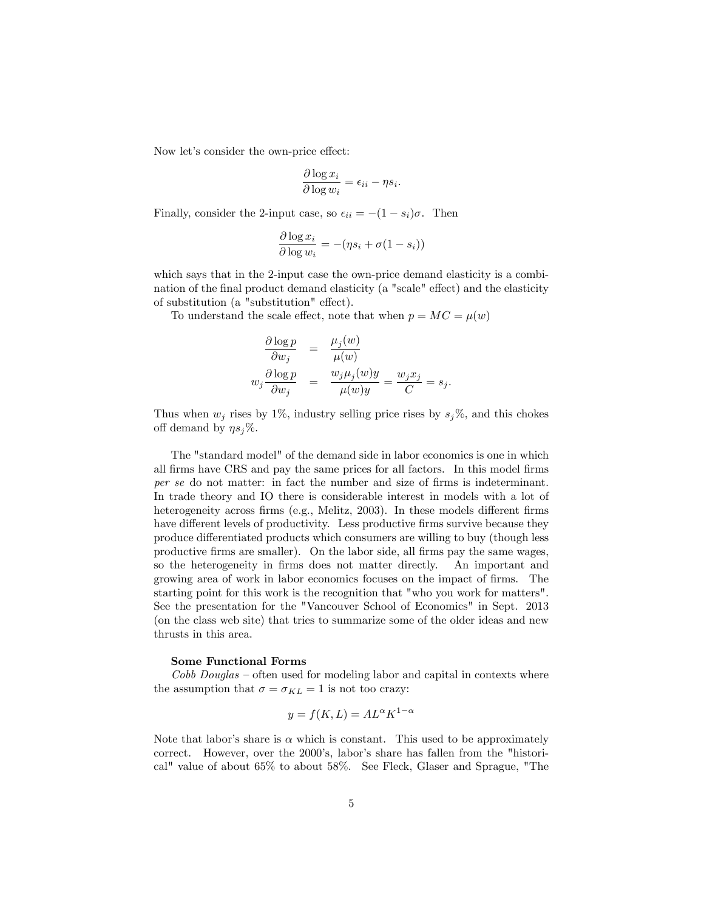Now let's consider the own-price effect:

$$\frac{\partial \log x_i}{\partial \log w_i} = \epsilon_{ii} - \eta s_i.$$

Finally, consider the 2-input case, so $\epsilon_{ii} = -(1 - s_i)\sigma$. Then

$$\frac{\partial \log x_i}{\partial \log w_i} = -(\eta s_i + \sigma(1 - s_i))$$

which says that in the 2-input case the own-price demand elasticity is a combination of the final product demand elasticity (a "scale" effect) and the elasticity of substitution (a "substitution" effect).

To understand the scale effect, note that when $p = MC = \mu(w)$

$$\begin{aligned}
\frac{\partial \log p}{\partial w_j} &= \frac{\mu_j(w)}{\mu(w)} \\
w_j \frac{\partial \log p}{\partial w_j} &= \frac{w_j \mu_j(w) y}{\mu(w) y} = \frac{w_j x_j}{C} = s_j.
\end{aligned}$$

Thus when $w_j$ rises by 1%, industry selling price rises by $s_j$%, and this chokes off demand by $\eta s_j$%.

The "standard model" of the demand side in labor economics is one in which all firms have CRS and pay the same prices for all factors. In this model firms *per se* do not matter: in fact the number and size of firms is indeterminant. In trade theory and IO there is considerable interest in models with a lot of heterogeneity across firms (e.g., Melitz, 2003). In these models different firms have different levels of productivity. Less productive firms survive because they produce differentiated products which consumers are willing to buy (though less productive firms are smaller). On the labor side, all firms pay the same wages, so the heterogeneity in firms does not matter directly. An important and growing area of work in labor economics focuses on the impact of firms. The starting point for this work is the recognition that "who you work for matters". See the presentation for the "Vancouver School of Economics" in Sept. 2013 (on the class web site) that tries to summarize some of the older ideas and new thrusts in this area.

**Some Functional Forms**

*Cobb Douglas* – often used for modeling labor and capital in contexts where the assumption that $\sigma = \sigma_{KL} = 1$ is not too crazy:

$$y = f(K, L) = AL^{\alpha} K^{1-\alpha}$$

Note that labor's share is $\alpha$ which is constant. This used to be approximately correct. However, over the 2000's, labor's share has fallen from the "historical" value of about 65% to about 58%. See Fleck, Glaser and Sprague, "The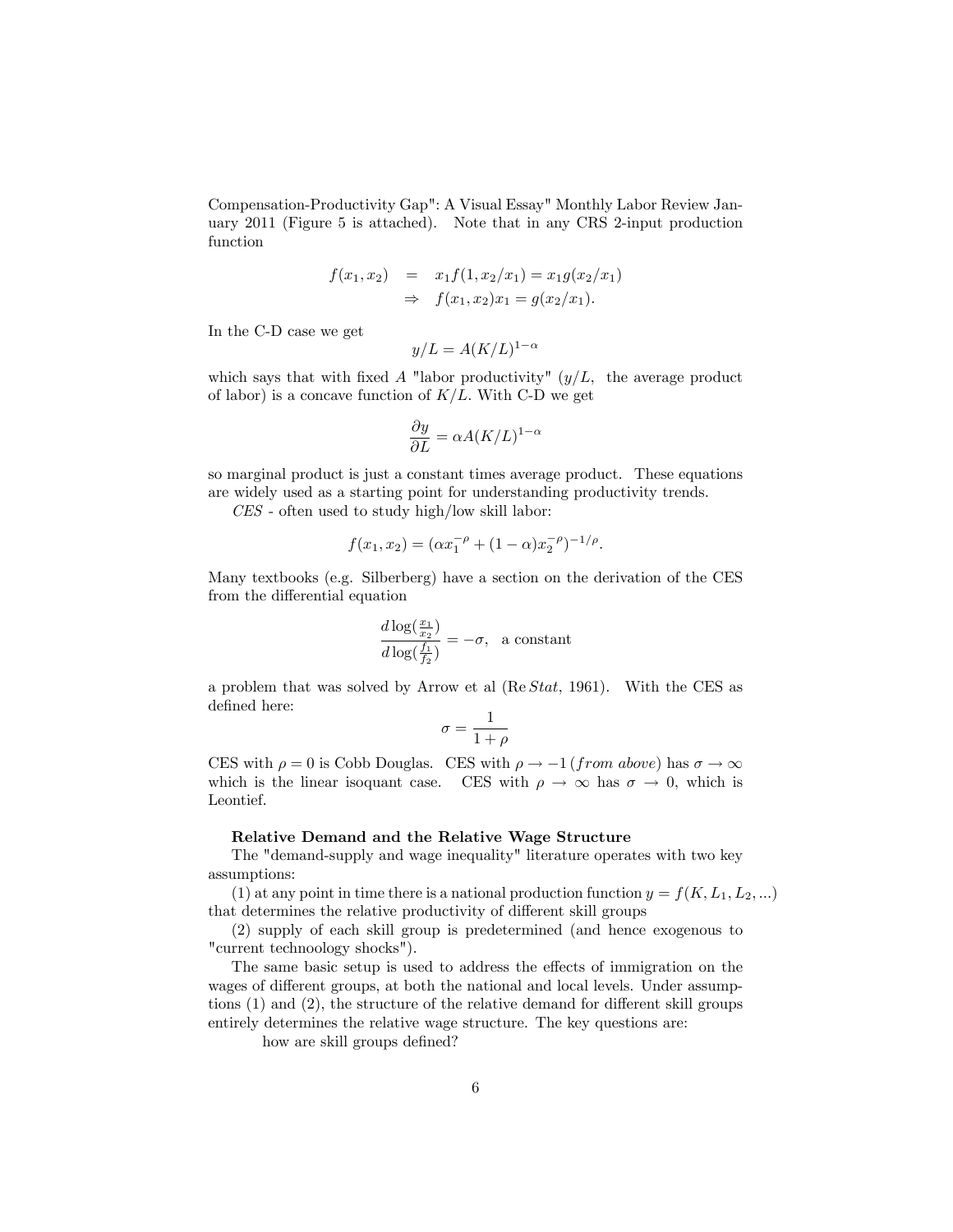Compensation-Productivity Gap": A Visual Essay" Monthly Labor Review January 2011 (Figure 5 is attached). Note that in any CRS 2-input production function

$$
\begin{aligned}
f(x_1, x_2) &= x_1 f(1, x_2/x_1) = x_1 g(x_2/x_1) \\
&\Rightarrow \quad f(x_1, x_2) x_1 = g(x_2/x_1).
\end{aligned}
$$

In the C-D case we get

$$y/L = A(K/L)^{1-\alpha}$$

which says that with fixed $A$ "labor productivity" ($y/L$, the average product of labor) is a concave function of $K/L$. With C-D we get

$$\frac{\partial y}{\partial L} = \alpha A(K/L)^{1-\alpha}$$

so marginal product is just a constant times average product. These equations are widely used as a starting point for understanding productivity trends.

*CES* - often used to study high/low skill labor:

$$f(x_1, x_2) = (\alpha x_1^{-\rho} + (1-\alpha)x_2^{-\rho})^{-1/\rho}.$$

Many textbooks (e.g. Silberberg) have a section on the derivation of the CES from the differential equation

$$\frac{d \log(\frac{x_1}{x_2})}{d \log(\frac{f_1}{f_2})} = -\sigma, \quad \text{a constant}$$

a problem that was solved by Arrow et al (Re *Stat*, 1961). With the CES as defined here:

$$\sigma = \frac{1}{1+\rho}$$

CES with $\rho = 0$ is Cobb Douglas. CES with $\rho \to -1$ (*from above*) has $\sigma \to \infty$ which is the linear isoquant case. CES with $\rho \to \infty$ has $\sigma \to 0$, which is Leontief.

**Relative Demand and the Relative Wage Structure**

The "demand-supply and wage inequality" literature operates with two key assumptions:

(1) at any point in time there is a national production function $y = f(K, L_1, L_2, ...)$ that determines the relative productivity of different skill groups

(2) supply of each skill group is predetermined (and hence exogenous to "current technoology shocks").

The same basic setup is used to address the effects of immigration on the wages of different groups, at both the national and local levels. Under assumptions (1) and (2), the structure of the relative demand for different skill groups entirely determines the relative wage structure. The key questions are:

how are skill groups defined?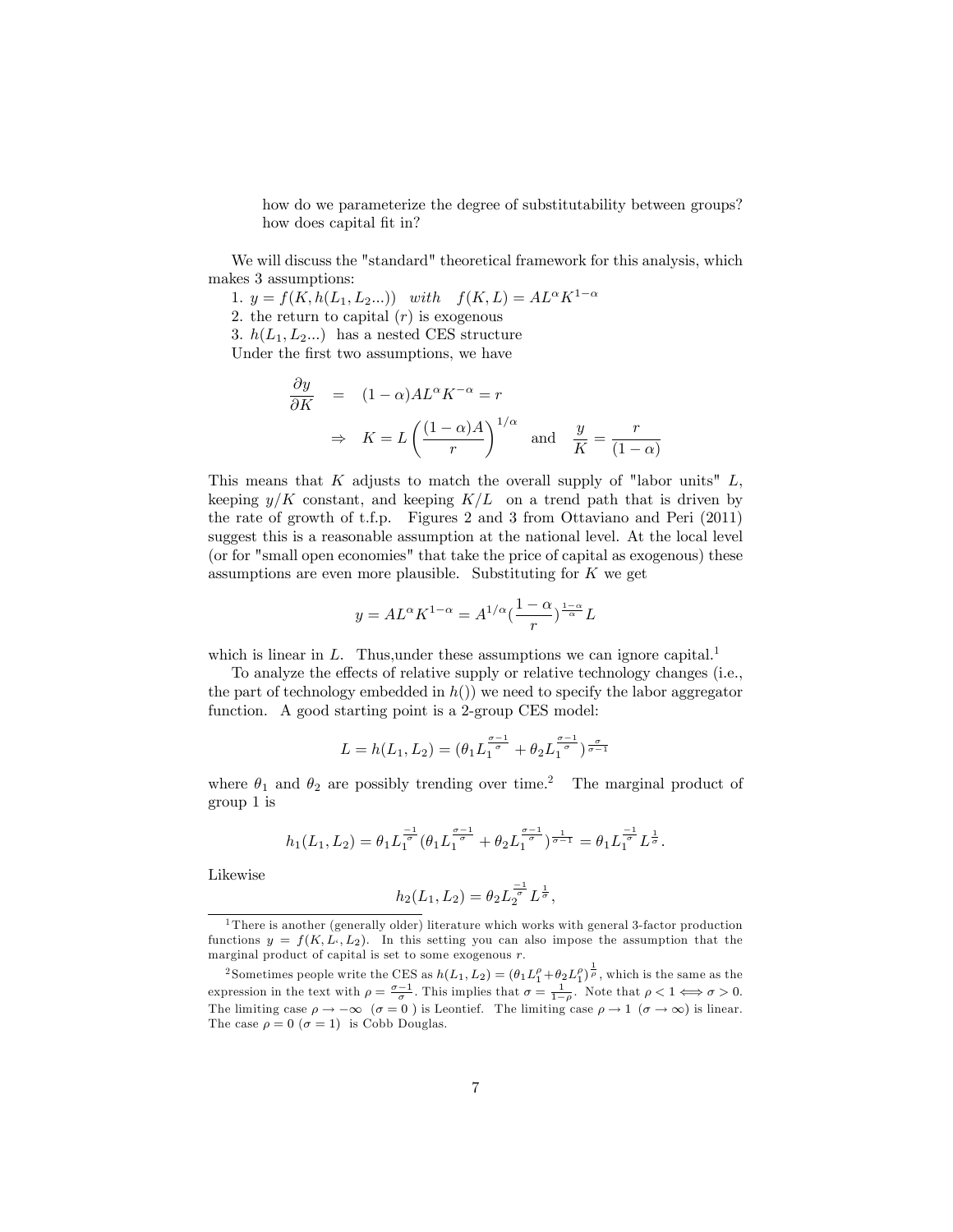how do we parameterize the degree of substitutability between groups? how does capital fit in?

We will discuss the "standard" theoretical framework for this analysis, which makes 3 assumptions:

1. $y = f(K, h(L_1, L_2...))$ *with* $f(K, L) = AL^{\alpha}K^{1-\alpha}$
2. the return to capital ($r$) is exogenous
3. $h(L_1, L_2...)$ has a nested CES structure

Under the first two assumptions, we have

$$\frac{\partial y}{\partial K} = (1-\alpha)AL^{\alpha}K^{-\alpha} = r$$

$$\Rightarrow \quad K = L\left(\frac{(1-\alpha)A}{r}\right)^{1/\alpha} \quad \text{and} \quad \frac{y}{K} = \frac{r}{(1-\alpha)}$$

This means that $K$ adjusts to match the overall supply of "labor units" $L$, keeping $y/K$ constant, and keeping $K/L$ on a trend path that is driven by the rate of growth of t.f.p. Figures 2 and 3 from Ottaviano and Peri (2011) suggest this is a reasonable assumption at the national level. At the local level (or for "small open economies" that take the price of capital as exogenous) these assumptions are even more plausible. Substituting for $K$ we get

$$y = AL^{\alpha}K^{1-\alpha} = A^{1/\alpha}\left(\frac{1-\alpha}{r}\right)^{\frac{1-\alpha}{\alpha}}L$$

which is linear in $L$. Thus,under these assumptions we can ignore capital.[1]

To analyze the effects of relative supply or relative technology changes (i.e., the part of technology embedded in $h()$) we need to specify the labor aggregator function. A good starting point is a 2-group CES model:

$$L = h(L_1, L_2) = (\theta_1 L_1^{\frac{\sigma-1}{\sigma}} + \theta_2 L_1^{\frac{\sigma-1}{\sigma}})^{\frac{\sigma}{\sigma-1}}$$

where $\theta_1$ and $\theta_2$ are possibly trending over time.[2] The marginal product of group 1 is

$$h_1(L_1, L_2) = \theta_1 L_1^{\frac{-1}{\sigma}}(\theta_1 L_1^{\frac{\sigma-1}{\sigma}} + \theta_2 L_1^{\frac{\sigma-1}{\sigma}})^{\frac{1}{\sigma-1}} = \theta_1 L_1^{\frac{-1}{\sigma}} L^{\frac{1}{\sigma}}.$$

Likewise

$$h_2(L_1, L_2) = \theta_2 L_2^{\frac{-1}{\sigma}} L^{\frac{1}{\sigma}},$$

[1] There is another (generally older) literature which works with general 3-factor production functions $y = f(K, L_1, L_2)$. In this setting you can also impose the assumption that the marginal product of capital is set to some exogenous $r$.

[2] Sometimes people write the CES as $h(L_1, L_2) = (\theta_1 L_1^{\rho} + \theta_2 L_1^{\rho})^{\frac{1}{\rho}}$, which is the same as the expression in the text with $\rho = \frac{\sigma-1}{\sigma}$. This implies that $\sigma = \frac{1}{1-\rho}$. Note that $\rho < 1 \iff \sigma > 0$. The limiting case $\rho \to -\infty$ ($\sigma = 0$) is Leontief. The limiting case $\rho \to 1$ ($\sigma \to \infty$) is linear. The case $\rho = 0$ ($\sigma = 1$) is Cobb Douglas.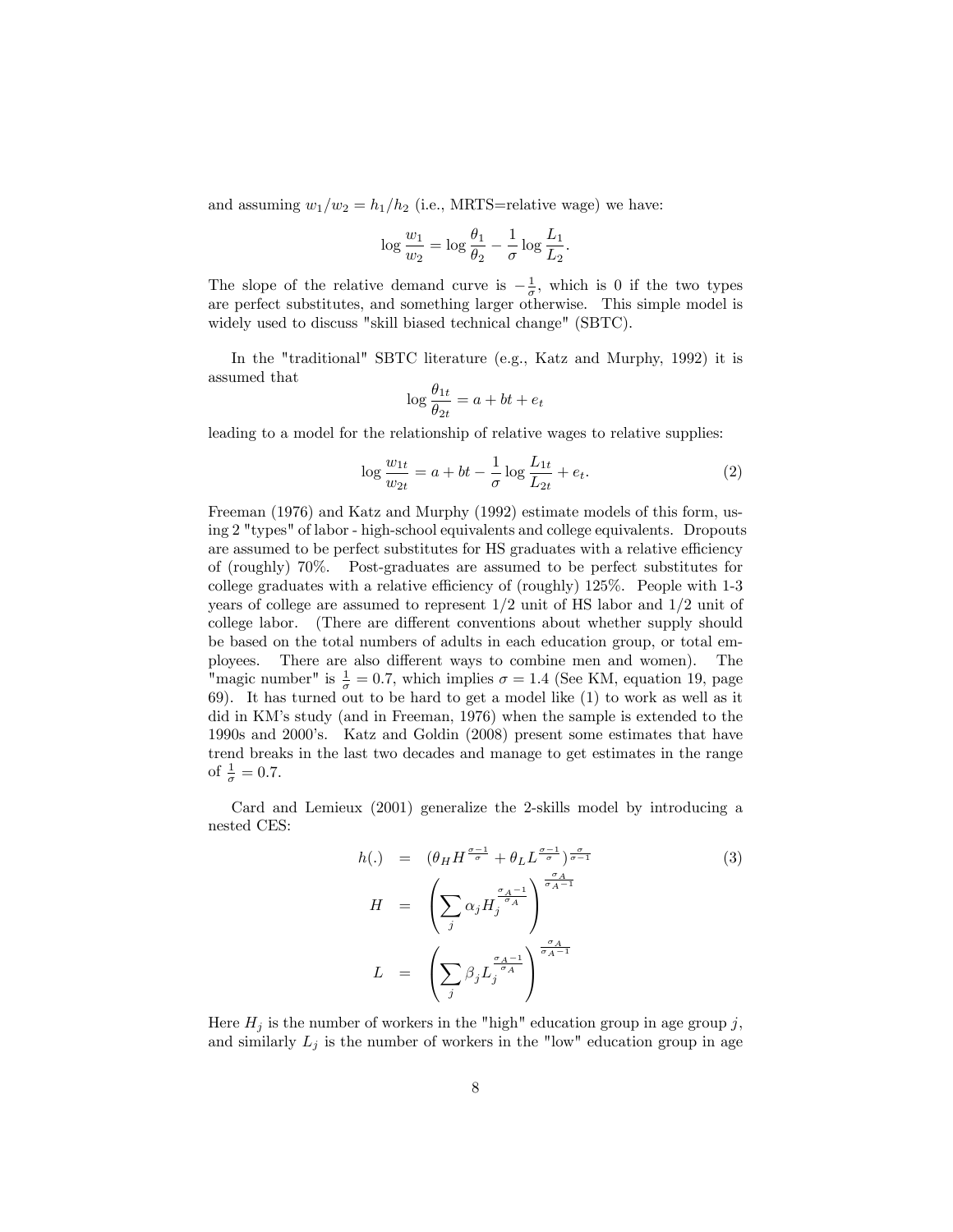and assuming $w_1/w_2 = h_1/h_2$ (i.e., MRTS=relative wage) we have:

$$\log \frac{w_1}{w_2} = \log \frac{\theta_1}{\theta_2} - \frac{1}{\sigma} \log \frac{L_1}{L_2}.$$

The slope of the relative demand curve is $-\frac{1}{\sigma}$, which is 0 if the two types are perfect substitutes, and something larger otherwise. This simple model is widely used to discuss "skill biased technical change" (SBTC).

In the "traditional" SBTC literature (e.g., Katz and Murphy, 1992) it is assumed that

$$\log \frac{\theta_{1t}}{\theta_{2t}} = a + bt + e_t$$

leading to a model for the relationship of relative wages to relative supplies:

$$\log \frac{w_{1t}}{w_{2t}} = a + bt - \frac{1}{\sigma} \log \frac{L_{1t}}{L_{2t}} + e_t. \tag{2}$$

Freeman (1976) and Katz and Murphy (1992) estimate models of this form, using 2 "types" of labor - high-school equivalents and college equivalents. Dropouts are assumed to be perfect substitutes for HS graduates with a relative efficiency of (roughly) 70%. Post-graduates are assumed to be perfect substitutes for college graduates with a relative efficiency of (roughly) 125%. People with 1-3 years of college are assumed to represent 1/2 unit of HS labor and 1/2 unit of college labor. (There are different conventions about whether supply should be based on the total numbers of adults in each education group, or total employees. There are also different ways to combine men and women). The "magic number" is $\frac{1}{\sigma} = 0.7$, which implies $\sigma = 1.4$ (See KM, equation 19, page 69). It has turned out to be hard to get a model like (1) to work as well as it did in KM's study (and in Freeman, 1976) when the sample is extended to the 1990s and 2000's. Katz and Goldin (2008) present some estimates that have trend breaks in the last two decades and manage to get estimates in the range of $\frac{1}{\sigma} = 0.7$.

Card and Lemieux (2001) generalize the 2-skills model by introducing a nested CES:

$$\begin{aligned}
h(.) &= (\theta_H H^{\frac{\sigma-1}{\sigma}} + \theta_L L^{\frac{\sigma-1}{\sigma}})^{\frac{\sigma}{\sigma-1}} \\
H &= \left( \sum_j \alpha_j H_j^{\frac{\sigma_A - 1}{\sigma_A}} \right)^{\frac{\sigma_A}{\sigma_A - 1}} \\
L &= \left( \sum_j \beta_j L_j^{\frac{\sigma_A - 1}{\sigma_A}} \right)^{\frac{\sigma_A}{\sigma_A - 1}}
\end{aligned} \tag{3}$$

Here $H_j$ is the number of workers in the "high" education group in age group $j$, and similarly $L_j$ is the number of workers in the "low" education group in age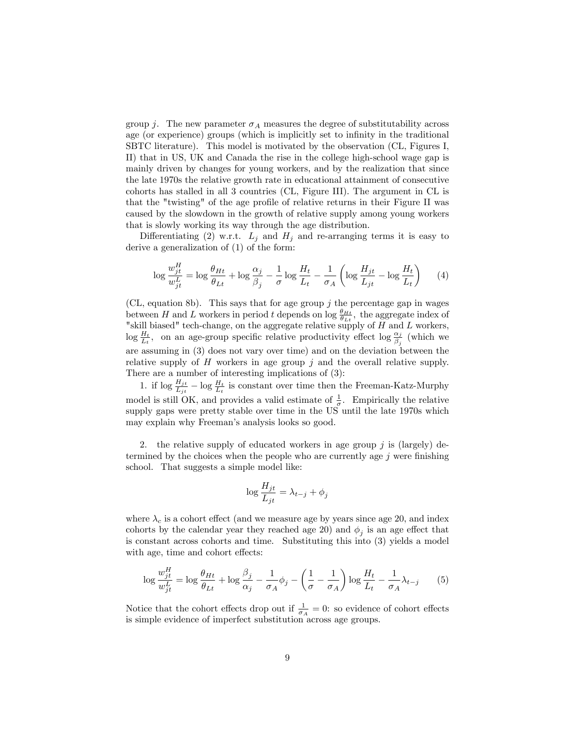group $j$. The new parameter $\sigma_A$ measures the degree of substitutability across age (or experience) groups (which is implicitly set to infinity in the traditional SBTC literature). This model is motivated by the observation (CL, Figures I, II) that in US, UK and Canada the rise in the college high-school wage gap is mainly driven by changes for young workers, and by the realization that since the late 1970s the relative growth rate in educational attainment of consecutive cohorts has stalled in all 3 countries (CL, Figure III). The argument in CL is that the "twisting" of the age profile of relative returns in their Figure II was caused by the slowdown in the growth of relative supply among young workers that is slowly working its way through the age distribution.

Differentiating (2) w.r.t. $L_j$ and $H_j$ and re-arranging terms it is easy to derive a generalization of (1) of the form:

$$\log \frac{w_{jt}^H}{w_{jt}^L} = \log \frac{\theta_{Ht}}{\theta_{Lt}} + \log \frac{\alpha_j}{\beta_j} - \frac{1}{\sigma} \log \frac{H_t}{L_t} - \frac{1}{\sigma_A} \left( \log \frac{H_{jt}}{L_{jt}} - \log \frac{H_t}{L_t} \right) \tag{4}$$

(CL, equation 8b). This says that for age group $j$ the percentage gap in wages between $H$ and $L$ workers in period $t$ depends on $\log \frac{\theta_{Ht}}{\theta_{Lt}}$, the aggregate index of "skill biased" tech-change, on the aggregate relative supply of $H$ and $L$ workers, $\log \frac{H_t}{L_t}$, on an age-group specific relative productivity effect $\log \frac{\alpha_j}{\beta_j}$ (which we are assuming in (3) does not vary over time) and on the deviation between the relative supply of $H$ workers in age group $j$ and the overall relative supply. There are a number of interesting implications of (3):

1. if $\log \frac{H_{jt}}{L_{jt}} - \log \frac{H_t}{L_t}$ is constant over time then the Freeman-Katz-Murphy model is still OK, and provides a valid estimate of $\frac{1}{\sigma}$. Empirically the relative supply gaps were pretty stable over time in the US until the late 1970s which may explain why Freeman's analysis looks so good.

2. the relative supply of educated workers in age group $j$ is (largely) determined by the choices when the people who are currently age $j$ were finishing school. That suggests a simple model like:

$$\log \frac{H_{jt}}{L_{jt}} = \lambda_{t-j} + \phi_j$$

where $\lambda_c$ is a cohort effect (and we measure age by years since age 20, and index cohorts by the calendar year they reached age 20) and $\phi_j$ is an age effect that is constant across cohorts and time. Substituting this into (3) yields a model with age, time and cohort effects:

$$\log \frac{w_{jt}^H}{w_{jt}^L} = \log \frac{\theta_{Ht}}{\theta_{Lt}} + \log \frac{\beta_j}{\alpha_j} - \frac{1}{\sigma_A} \phi_j - \left( \frac{1}{\sigma} - \frac{1}{\sigma_A} \right) \log \frac{H_t}{L_t} - \frac{1}{\sigma_A} \lambda_{t-j} \tag{5}$$

Notice that the cohort effects drop out if $\frac{1}{\sigma_A} = 0$: so evidence of cohort effects is simple evidence of imperfect substitution across age groups.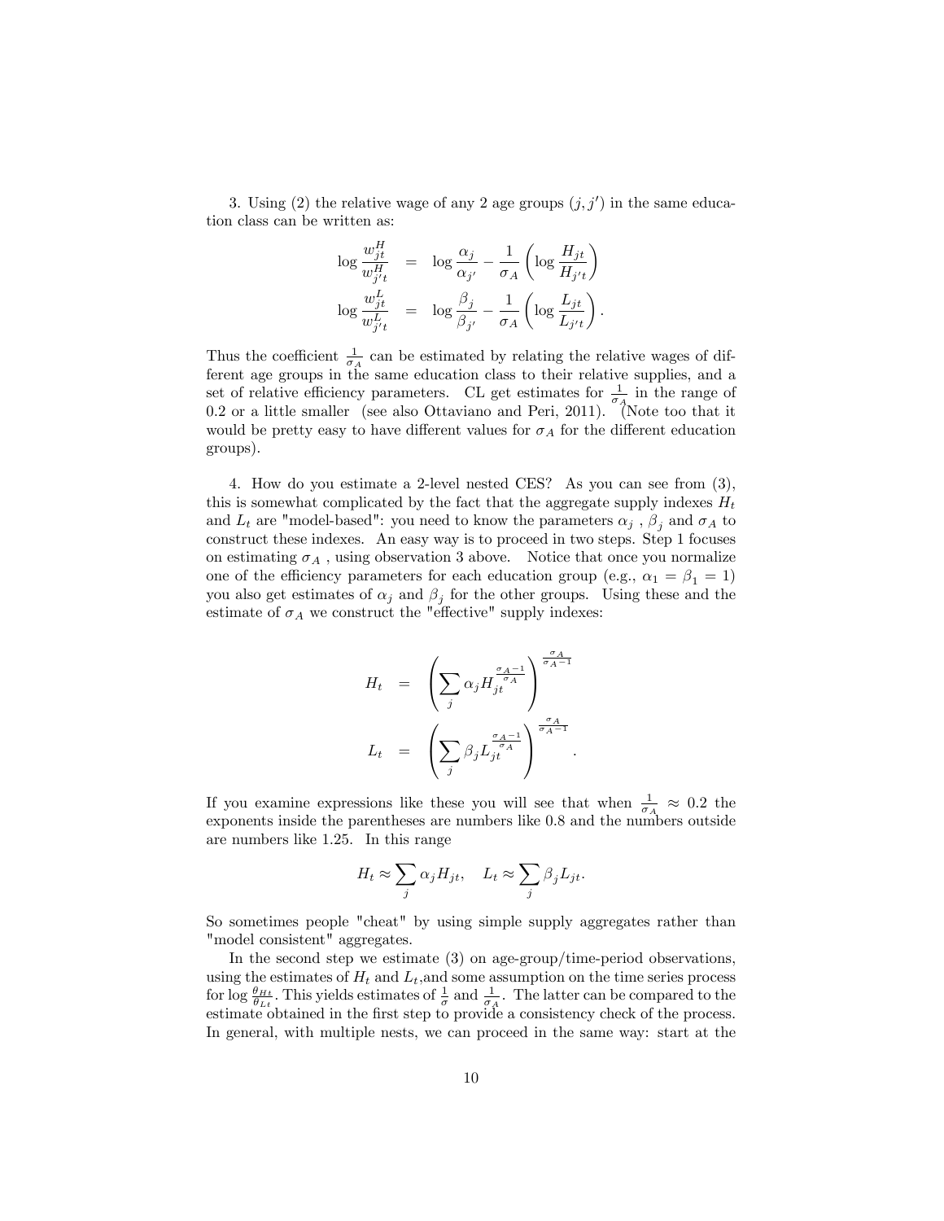3. Using (2) the relative wage of any 2 age groups $(j, j')$ in the same education class can be written as:

$$
\begin{aligned}
\log \frac{w_{jt}^H}{w_{j't}^H} &= \log \frac{\alpha_j}{\alpha_{j'}} - \frac{1}{\sigma_A} \left( \log \frac{H_{jt}}{H_{j't}} \right) \\
\log \frac{w_{jt}^L}{w_{j't}^L} &= \log \frac{\beta_j}{\beta_{j'}} - \frac{1}{\sigma_A} \left( \log \frac{L_{jt}}{L_{j't}} \right).
\end{aligned}
$$

Thus the coefficient $\frac{1}{\sigma_A}$ can be estimated by relating the relative wages of different age groups in the same education class to their relative supplies, and a set of relative efficiency parameters. CL get estimates for $\frac{1}{\sigma_A}$ in the range of 0.2 or a little smaller (see also Ottaviano and Peri, 2011). (Note too that it would be pretty easy to have different values for $\sigma_A$ for the different education groups).

4. How do you estimate a 2-level nested CES? As you can see from (3), this is somewhat complicated by the fact that the aggregate supply indexes $H_t$ and $L_t$ are "model-based": you need to know the parameters $\alpha_j$, $\beta_j$ and $\sigma_A$ to construct these indexes. An easy way is to proceed in two steps. Step 1 focuses on estimating $\sigma_A$, using observation 3 above. Notice that once you normalize one of the efficiency parameters for each education group (e.g., $\alpha_1 = \beta_1 = 1$) you also get estimates of $\alpha_j$ and $\beta_j$ for the other groups. Using these and the estimate of $\sigma_A$ we construct the "effective" supply indexes:

$$
\begin{aligned}
H_t &= \left( \sum_j \alpha_j H_{jt}^{\frac{\sigma_A - 1}{\sigma_A}} \right)^{\frac{\sigma_A}{\sigma_A - 1}} \\
L_t &= \left( \sum_j \beta_j L_{jt}^{\frac{\sigma_A - 1}{\sigma_A}} \right)^{\frac{\sigma_A}{\sigma_A - 1}}.
\end{aligned}
$$

If you examine expressions like these you will see that when $\frac{1}{\sigma_A} \approx 0.2$ the exponents inside the parentheses are numbers like 0.8 and the numbers outside are numbers like 1.25. In this range

$$
H_t \approx \sum_j \alpha_j H_{jt}, \quad L_t \approx \sum_j \beta_j L_{jt}.
$$

So sometimes people "cheat" by using simple supply aggregates rather than "model consistent" aggregates.

In the second step we estimate (3) on age-group/time-period observations, using the estimates of $H_t$ and $L_t$,and some assumption on the time series process for $\log \frac{\theta_{Ht}}{\theta_{Lt}}$. This yields estimates of $\frac{1}{\sigma}$ and $\frac{1}{\sigma_A}$. The latter can be compared to the estimate obtained in the first step to provide a consistency check of the process. In general, with multiple nests, we can proceed in the same way: start at the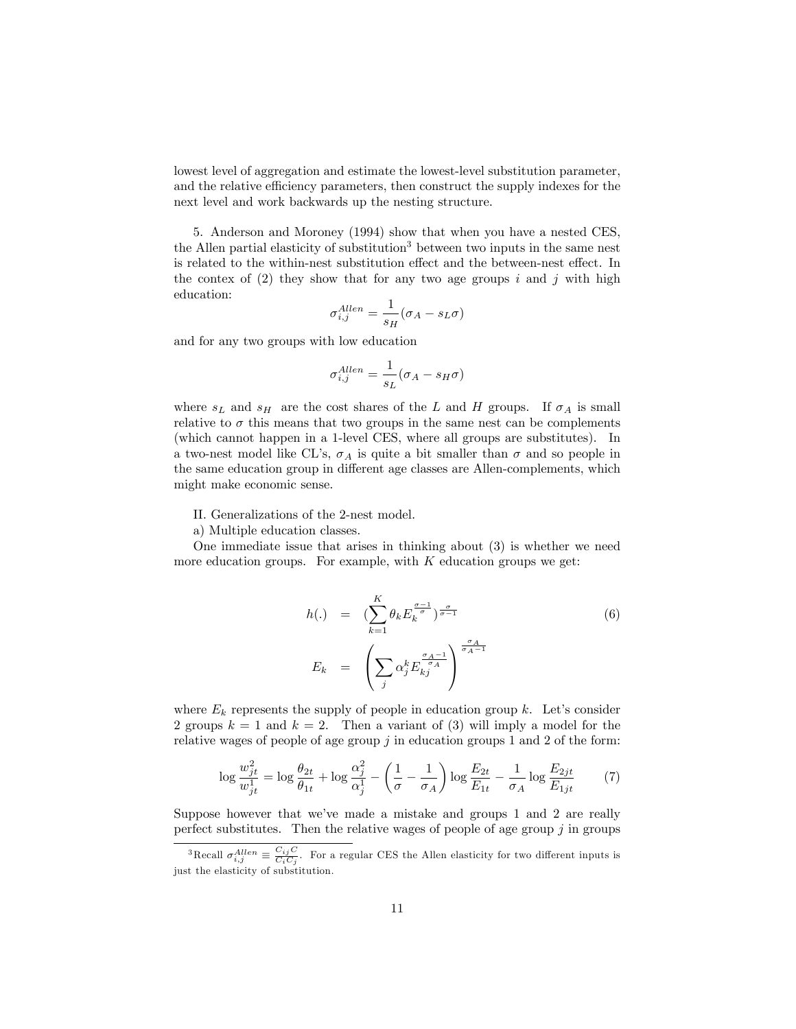lowest level of aggregation and estimate the lowest-level substitution parameter, and the relative efficiency parameters, then construct the supply indexes for the next level and work backwards up the nesting structure.

5. Anderson and Moroney (1994) show that when you have a nested CES, the Allen partial elasticity of substitution[3] between two inputs in the same nest is related to the within-nest substitution effect and the between-nest effect. In the contex of (2) they show that for any two age groups $i$ and $j$ with high education:

$$\sigma_{i,j}^{Allen} = \frac{1}{s_H}(\sigma_A - s_L \sigma)$$

and for any two groups with low education

$$\sigma_{i,j}^{Allen} = \frac{1}{s_L}(\sigma_A - s_H \sigma)$$

where $s_L$ and $s_H$ are the cost shares of the $L$ and $H$ groups. If $\sigma_A$ is small relative to $\sigma$ this means that two groups in the same nest can be complements (which cannot happen in a 1-level CES, where all groups are substitutes). In a two-nest model like CL's, $\sigma_A$ is quite a bit smaller than $\sigma$ and so people in the same education group in different age classes are Allen-complements, which might make economic sense.

II. Generalizations of the 2-nest model.

a) Multiple education classes.

One immediate issue that arises in thinking about (3) is whether we need more education groups. For example, with $K$ education groups we get:

$$\begin{aligned} h(.) &= (\sum_{k=1}^{K} \theta_k E_k^{\frac{\sigma-1}{\sigma}})^{\frac{\sigma}{\sigma-1}} \\ E_k &= \left( \sum_j \alpha_j^k E_{kj}^{\frac{\sigma_A - 1}{\sigma_A}} \right)^{\frac{\sigma_A}{\sigma_A - 1}} \end{aligned} \tag{6}$$

where $E_k$ represents the supply of people in education group $k$. Let's consider 2 groups $k = 1$ and $k = 2$. Then a variant of (3) will imply a model for the relative wages of people of age group $j$ in education groups 1 and 2 of the form:

$$\log \frac{w_{jt}^2}{w_{jt}^1} = \log \frac{\theta_{2t}}{\theta_{1t}} + \log \frac{\alpha_j^2}{\alpha_j^1} - \left( \frac{1}{\sigma} - \frac{1}{\sigma_A} \right) \log \frac{E_{2t}}{E_{1t}} - \frac{1}{\sigma_A} \log \frac{E_{2jt}}{E_{1jt}} \tag{7}$$

Suppose however that we've made a mistake and groups 1 and 2 are really perfect substitutes. Then the relative wages of people of age group $j$ in groups

[3] Recall $\sigma_{i,j}^{Allen} \equiv \frac{C_{ij} C}{C_i C_j}$. For a regular CES the Allen elasticity for two different inputs is just the elasticity of substitution.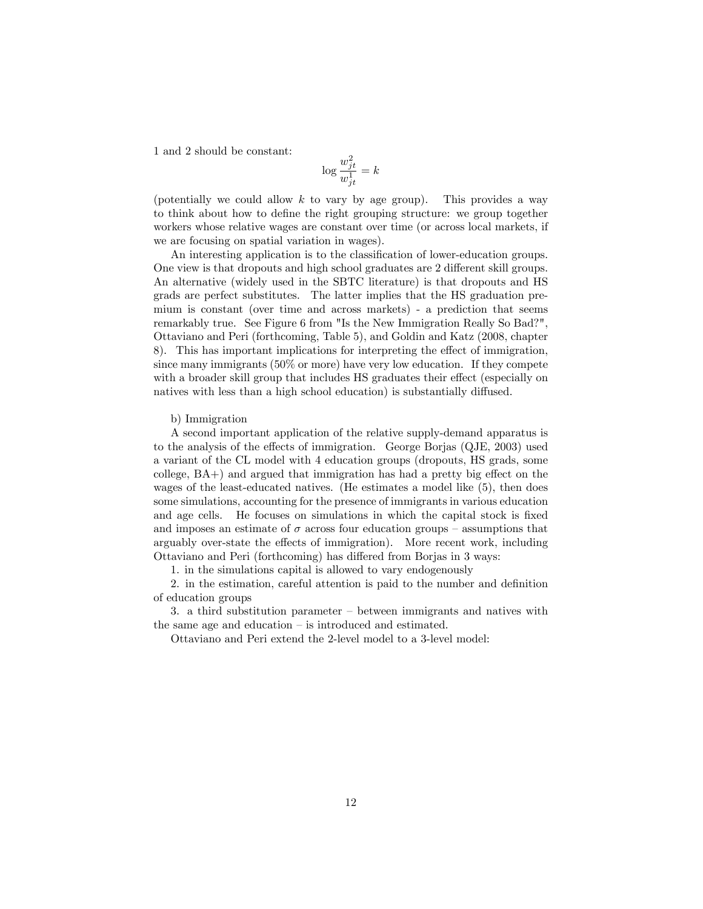1 and 2 should be constant:

$$\log \frac{w_{jt}^2}{w_{jt}^1} = k$$

(potentially we could allow $k$ to vary by age group). This provides a way to think about how to define the right grouping structure: we group together workers whose relative wages are constant over time (or across local markets, if we are focusing on spatial variation in wages).

An interesting application is to the classification of lower-education groups. One view is that dropouts and high school graduates are 2 different skill groups. An alternative (widely used in the SBTC literature) is that dropouts and HS grads are perfect substitutes. The latter implies that the HS graduation premium is constant (over time and across markets) - a prediction that seems remarkably true. See Figure 6 from "Is the New Immigration Really So Bad?", Ottaviano and Peri (forthcoming, Table 5), and Goldin and Katz (2008, chapter 8). This has important implications for interpreting the effect of immigration, since many immigrants (50% or more) have very low education. If they compete with a broader skill group that includes HS graduates their effect (especially on natives with less than a high school education) is substantially diffused.

b) Immigration

A second important application of the relative supply-demand apparatus is to the analysis of the effects of immigration. George Borjas (QJE, 2003) used a variant of the CL model with 4 education groups (dropouts, HS grads, some college, BA+) and argued that immigration has had a pretty big effect on the wages of the least-educated natives. (He estimates a model like (5), then does some simulations, accounting for the presence of immigrants in various education and age cells. He focuses on simulations in which the capital stock is fixed and imposes an estimate of $\sigma$ across four education groups – assumptions that arguably over-state the effects of immigration). More recent work, including Ottaviano and Peri (forthcoming) has differed from Borjas in 3 ways:

1. in the simulations capital is allowed to vary endogenously

2. in the estimation, careful attention is paid to the number and definition of education groups

3. a third substitution parameter – between immigrants and natives with the same age and education – is introduced and estimated.

Ottaviano and Peri extend the 2-level model to a 3-level model: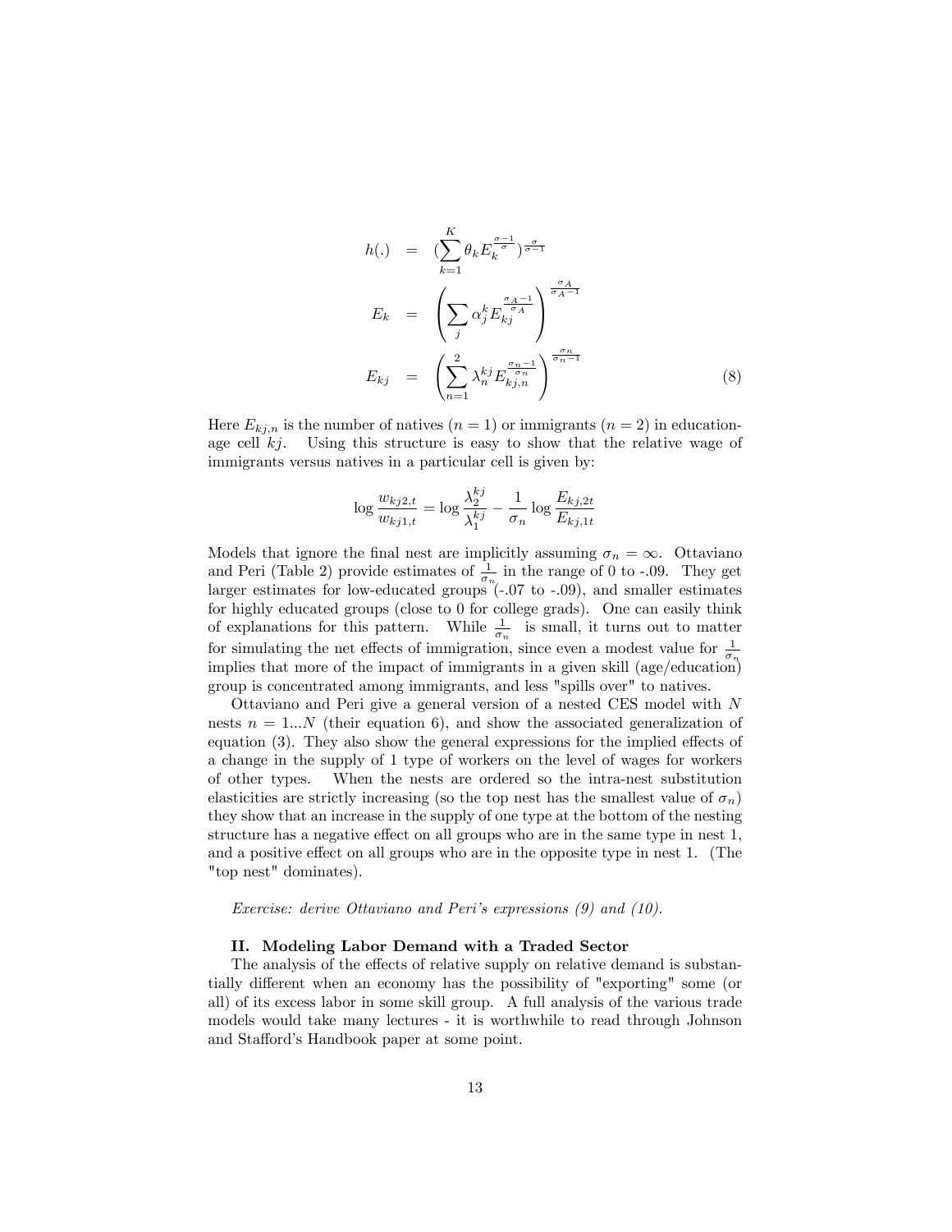$$
\begin{aligned}
h(.) &= (\sum_{k=1}^{K} \theta_k E_k^{\frac{\sigma-1}{\sigma}})^{\frac{\sigma}{\sigma-1}} \\
E_k &= \left( \sum_j \alpha_j^k E_{kj}^{\frac{\sigma_A - 1}{\sigma_A}} \right)^{\frac{\sigma_A}{\sigma_A - 1}} \\
E_{kj} &= \left( \sum_{n=1}^{2} \lambda_n^{kj} E_{kj,n}^{\frac{\sigma_n - 1}{\sigma_n}} \right)^{\frac{\sigma_n}{\sigma_n - 1}}
\end{aligned} \tag{8}
$$

Here $E_{kj,n}$ is the number of natives ($n = 1$) or immigrants ($n = 2$) in education-age cell $kj$. Using this structure is easy to show that the relative wage of immigrants versus natives in a particular cell is given by:

$$
\log \frac{w_{kj2,t}}{w_{kj1,t}} = \log \frac{\lambda_2^{kj}}{\lambda_1^{kj}} - \frac{1}{\sigma_n} \log \frac{E_{kj,2t}}{E_{kj,1t}}
$$

Models that ignore the final nest are implicitly assuming $\sigma_n = \infty$. Ottaviano and Peri (Table 2) provide estimates of $\frac{1}{\sigma_n}$ in the range of 0 to -.09. They get larger estimates for low-educated groups (-.07 to -.09), and smaller estimates for highly educated groups (close to 0 for college grads). One can easily think of explanations for this pattern. While $\frac{1}{\sigma_n}$ is small, it turns out to matter for simulating the net effects of immigration, since even a modest value for $\frac{1}{\sigma_n}$ implies that more of the impact of immigrants in a given skill (age/education) group is concentrated among immigrants, and less "spills over" to natives.

Ottaviano and Peri give a general version of a nested CES model with $N$ nests $n = 1...N$ (their equation 6), and show the associated generalization of equation (3). They also show the general expressions for the implied effects of a change in the supply of 1 type of workers on the level of wages for workers of other types. When the nests are ordered so the intra-nest substitution elasticities are strictly increasing (so the top nest has the smallest value of $\sigma_n$) they show that an increase in the supply of one type at the bottom of the nesting structure has a negative effect on all groups who are in the same type in nest 1, and a positive effect on all groups who are in the opposite type in nest 1. (The "top nest" dominates).

*Exercise: derive Ottaviano and Peri's expressions (9) and (10).*

### II. Modeling Labor Demand with a Traded Sector

The analysis of the effects of relative supply on relative demand is substantially different when an economy has the possibility of "exporting" some (or all) of its excess labor in some skill group. A full analysis of the various trade models would take many lectures - it is worthwhile to read through Johnson and Stafford's Handbook paper at some point.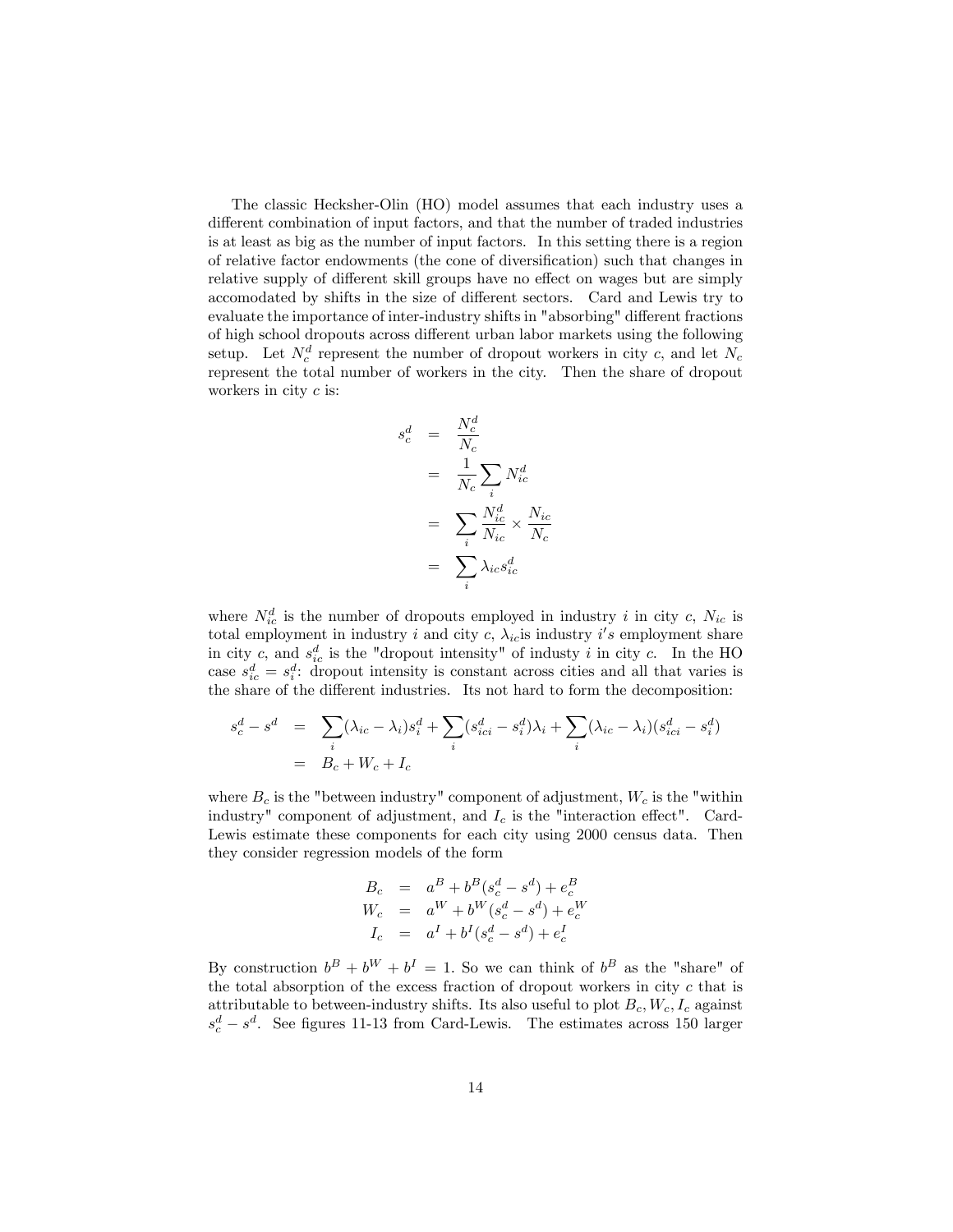The classic Hecksher-Olin (HO) model assumes that each industry uses a different combination of input factors, and that the number of traded industries is at least as big as the number of input factors. In this setting there is a region of relative factor endowments (the cone of diversification) such that changes in relative supply of different skill groups have no effect on wages but are simply accomodated by shifts in the size of different sectors. Card and Lewis try to evaluate the importance of inter-industry shifts in "absorbing" different fractions of high school dropouts across different urban labor markets using the following setup. Let $N_c^d$ represent the number of dropout workers in city $c$, and let $N_c$ represent the total number of workers in the city. Then the share of dropout workers in city $c$ is:

$$
\begin{aligned}
s_c^d &= \frac{N_c^d}{N_c} \\
&= \frac{1}{N_c}\sum_i N_{ic}^d \\
&= \sum_i \frac{N_{ic}^d}{N_{ic}} \times \frac{N_{ic}}{N_c} \\
&= \sum_i \lambda_{ic} s_{ic}^d
\end{aligned}
$$

where $N_{ic}^d$ is the number of dropouts employed in industry $i$ in city $c$, $N_{ic}$ is total employment in industry $i$ and city $c$, $\lambda_{ic}$is industry $i's$ employment share in city $c$, and $s_{ic}^d$ is the "dropout intensity" of industy $i$ in city $c$. In the HO case $s_{ic}^d = s_i^d$: dropout intensity is constant across cities and all that varies is the share of the different industries. Its not hard to form the decomposition:

$$
\begin{aligned}
s_c^d - s^d &= \sum_i (\lambda_{ic} - \lambda_i) s_i^d + \sum_i (s_{ici}^d - s_i^d)\lambda_i + \sum_i (\lambda_{ic} - \lambda_i)(s_{ici}^d - s_i^d) \\
&= B_c + W_c + I_c
\end{aligned}
$$

where $B_c$ is the "between industry" component of adjustment, $W_c$ is the "within industry" component of adjustment, and $I_c$ is the "interaction effect". Card-Lewis estimate these components for each city using 2000 census data. Then they consider regression models of the form

$$
\begin{aligned}
B_c &= a^B + b^B(s_c^d - s^d) + e_c^B \\
W_c &= a^W + b^W(s_c^d - s^d) + e_c^W \\
I_c &= a^I + b^I(s_c^d - s^d) + e_c^I
\end{aligned}
$$

By construction $b^B + b^W + b^I = 1$. So we can think of $b^B$ as the "share" of the total absorption of the excess fraction of dropout workers in city $c$ that is attributable to between-industry shifts. Its also useful to plot $B_c, W_c, I_c$ against $s_c^d - s^d$. See figures 11-13 from Card-Lewis. The estimates across 150 larger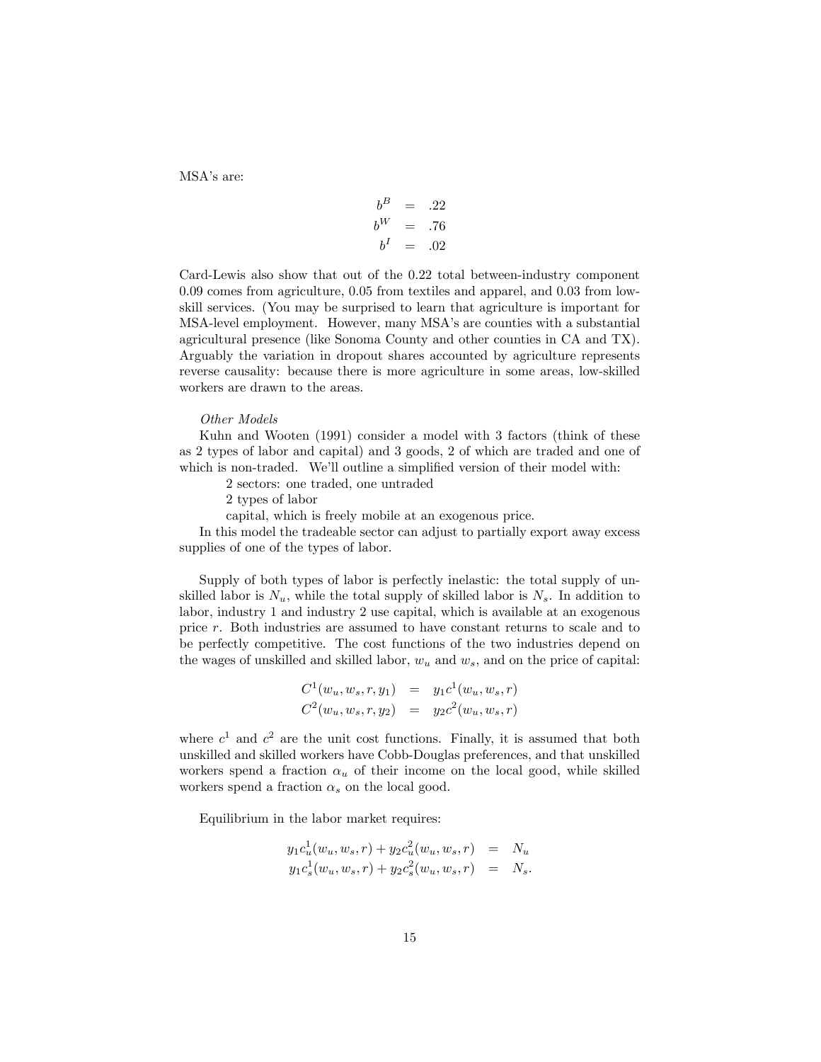MSA's are:

$$
\begin{aligned}
b^B &= .22 \\
b^W &= .76 \\
b^I &= .02
\end{aligned}
$$

Card-Lewis also show that out of the 0.22 total between-industry component 0.09 comes from agriculture, 0.05 from textiles and apparel, and 0.03 from low-skill services. (You may be surprised to learn that agriculture is important for MSA-level employment. However, many MSA's are counties with a substantial agricultural presence (like Sonoma County and other counties in CA and TX). Arguably the variation in dropout shares accounted by agriculture represents reverse causality: because there is more agriculture in some areas, low-skilled workers are drawn to the areas.

*Other Models*

Kuhn and Wooten (1991) consider a model with 3 factors (think of these as 2 types of labor and capital) and 3 goods, 2 of which are traded and one of which is non-traded. We'll outline a simplified version of their model with:

2 sectors: one traded, one untraded

2 types of labor

capital, which is freely mobile at an exogenous price.

In this model the tradeable sector can adjust to partially export away excess supplies of one of the types of labor.

Supply of both types of labor is perfectly inelastic: the total supply of unskilled labor is $N_u$, while the total supply of skilled labor is $N_s$. In addition to labor, industry 1 and industry 2 use capital, which is available at an exogenous price $r$. Both industries are assumed to have constant returns to scale and to be perfectly competitive. The cost functions of the two industries depend on the wages of unskilled and skilled labor, $w_u$ and $w_s$, and on the price of capital:

$$
\begin{aligned}
C^1(w_u, w_s, r, y_1) &= y_1 c^1(w_u, w_s, r) \\
C^2(w_u, w_s, r, y_2) &= y_2 c^2(w_u, w_s, r)
\end{aligned}
$$

where $c^1$ and $c^2$ are the unit cost functions. Finally, it is assumed that both unskilled and skilled workers have Cobb-Douglas preferences, and that unskilled workers spend a fraction $\alpha_u$ of their income on the local good, while skilled workers spend a fraction $\alpha_s$ on the local good.

Equilibrium in the labor market requires:

$$
\begin{aligned}
y_1 c_u^1(w_u, w_s, r) + y_2 c_u^2(w_u, w_s, r) &= N_u \\
y_1 c_s^1(w_u, w_s, r) + y_2 c_s^2(w_u, w_s, r) &= N_s.
\end{aligned}
$$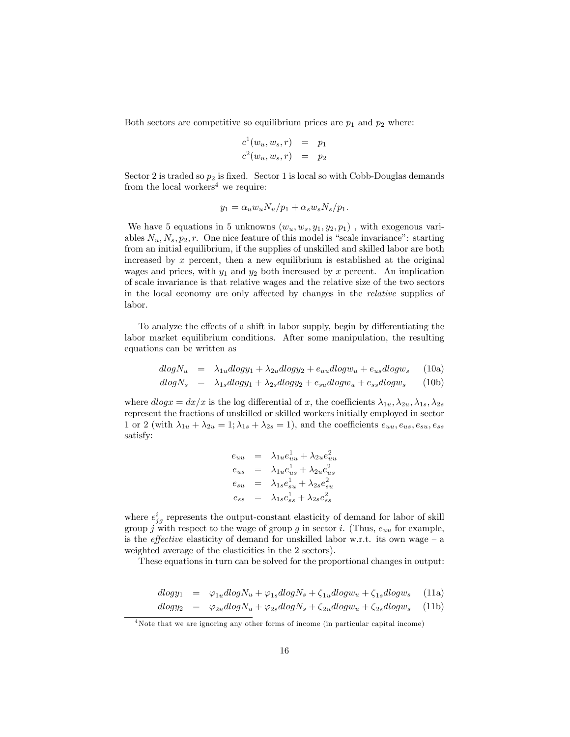Both sectors are competitive so equilibrium prices are $p_1$ and $p_2$ where:

$$
\begin{aligned}
c^1(w_u, w_s, r) &= p_1 \\
c^2(w_u, w_s, r) &= p_2
\end{aligned}
$$

Sector 2 is traded so $p_2$ is fixed. Sector 1 is local so with Cobb-Douglas demands from the local workers[4] we require:

$$
y_1 = \alpha_u w_u N_u / p_1 + \alpha_s w_s N_s / p_1.
$$

We have 5 equations in 5 unknowns $(w_u, w_s, y_1, y_2, p_1)$ , with exogenous variables $N_u, N_s, p_2, r$. One nice feature of this model is "scale invariance": starting from an initial equilibrium, if the supplies of unskilled and skilled labor are both increased by $x$ percent, then a new equilibrium is established at the original wages and prices, with $y_1$ and $y_2$ both increased by $x$ percent. An implication of scale invariance is that relative wages and the relative size of the two sectors in the local economy are only affected by changes in the *relative* supplies of labor.

To analyze the effects of a shift in labor supply, begin by differentiating the labor market equilibrium conditions. After some manipulation, the resulting equations can be written as

$$
dlogN_u = \lambda_{1u} dlogy_1 + \lambda_{2u} dlogy_2 + e_{uu} dlogw_u + e_{us} dlogw_s \quad (10a)
$$

$$
dlogN_s = \lambda_{1s} dlogy_1 + \lambda_{2s} dlogy_2 + e_{su} dlogw_u + e_{ss} dlogw_s \quad (10b)
$$

where $dlogx = dx/x$ is the log differential of $x$, the coefficients $\lambda_{1u}, \lambda_{2u}, \lambda_{1s}, \lambda_{2s}$ represent the fractions of unskilled or skilled workers initially employed in sector 1 or 2 (with $\lambda_{1u} + \lambda_{2u} = 1; \lambda_{1s} + \lambda_{2s} = 1$), and the coefficients $e_{uu}, e_{us}, e_{su}, e_{ss}$ satisfy:

$$
\begin{aligned}
e_{uu} &= \lambda_{1u} e^1_{uu} + \lambda_{2u} e^2_{uu} \\
e_{us} &= \lambda_{1u} e^1_{us} + \lambda_{2u} e^2_{us} \\
e_{su} &= \lambda_{1s} e^1_{su} + \lambda_{2s} e^2_{su} \\
e_{ss} &= \lambda_{1s} e^1_{ss} + \lambda_{2s} e^2_{ss}
\end{aligned}
$$

where $e^i_{jg}$ represents the output-constant elasticity of demand for labor of skill group $j$ with respect to the wage of group $g$ in sector $i$. (Thus, $e_{uu}$ for example, is the *effective* elasticity of demand for unskilled labor w.r.t. its own wage – a weighted average of the elasticities in the 2 sectors).

These equations in turn can be solved for the proportional changes in output:

$$
dlogy_1 = \varphi_{1u} dlogN_u + \varphi_{1s} dlogN_s + \zeta_{1u} dlogw_u + \zeta_{1s} dlogw_s \quad (11a)
$$

$$
dlogy_2 = \varphi_{2u} dlogN_u + \varphi_{2s} dlogN_s + \zeta_{2u} dlogw_u + \zeta_{2s} dlogw_s \quad (11b)
$$

[4] Note that we are ignoring any other forms of income (in particular capital income)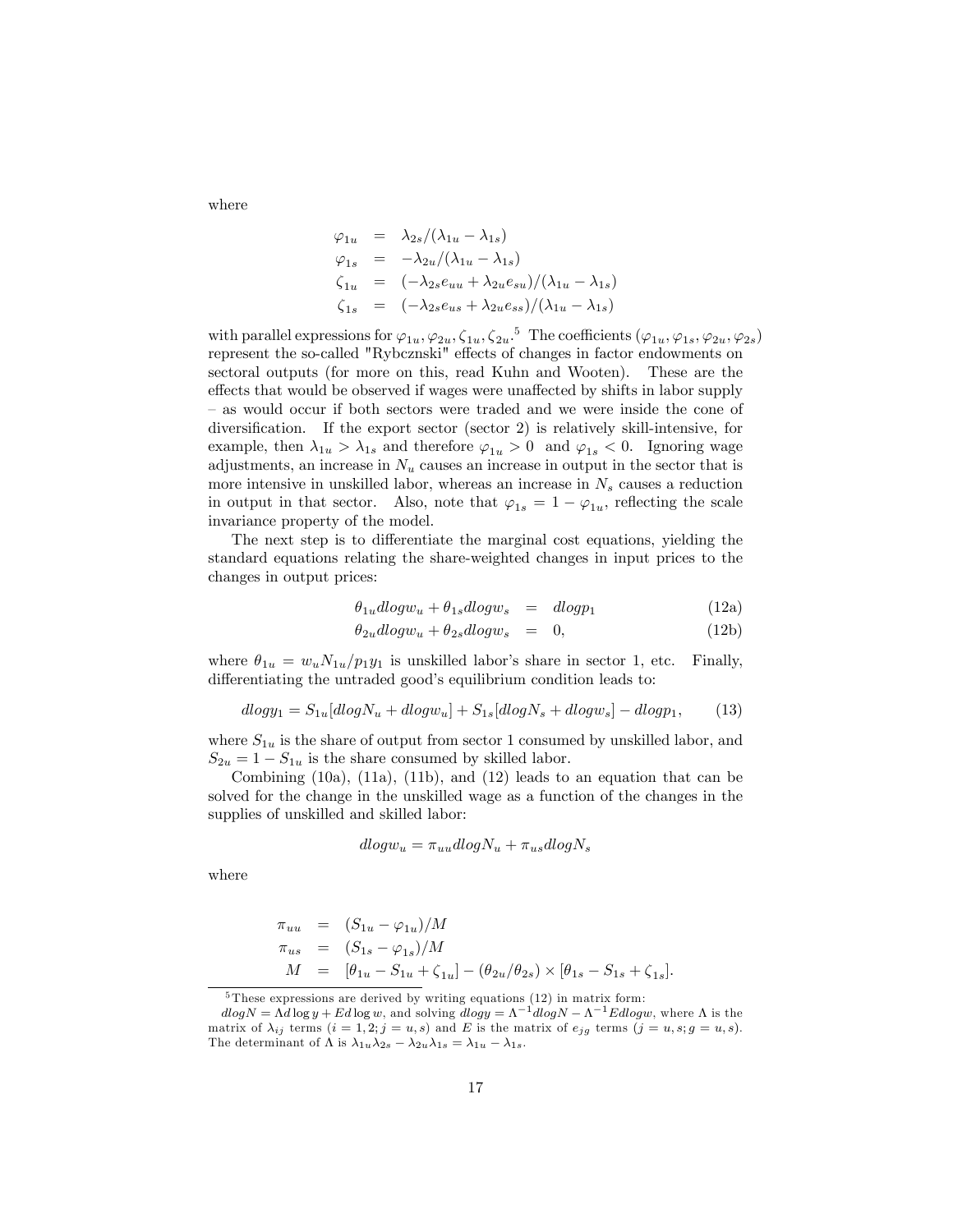where

$$
\begin{aligned}
\varphi_{1u} &= \lambda_{2s}/(\lambda_{1u} - \lambda_{1s}) \\
\varphi_{1s} &= -\lambda_{2u}/(\lambda_{1u} - \lambda_{1s}) \\
\zeta_{1u} &= (-\lambda_{2s}e_{uu} + \lambda_{2u}e_{su})/(\lambda_{1u} - \lambda_{1s}) \\
\zeta_{1s} &= (-\lambda_{2s}e_{us} + \lambda_{2u}e_{ss})/(\lambda_{1u} - \lambda_{1s})
\end{aligned}
$$

with parallel expressions for $\varphi_{1u}, \varphi_{2u}, \zeta_{1u}, \zeta_{2u}$.[5] The coefficients $(\varphi_{1u}, \varphi_{1s}, \varphi_{2u}, \varphi_{2s})$ represent the so-called "Rybcznski" effects of changes in factor endowments on sectoral outputs (for more on this, read Kuhn and Wooten). These are the effects that would be observed if wages were unaffected by shifts in labor supply – as would occur if both sectors were traded and we were inside the cone of diversification. If the export sector (sector 2) is relatively skill-intensive, for example, then $\lambda_{1u} > \lambda_{1s}$ and therefore $\varphi_{1u} > 0$ and $\varphi_{1s} < 0$. Ignoring wage adjustments, an increase in $N_u$ causes an increase in output in the sector that is more intensive in unskilled labor, whereas an increase in $N_s$ causes a reduction in output in that sector. Also, note that $\varphi_{1s} = 1 - \varphi_{1u}$, reflecting the scale invariance property of the model.

The next step is to differentiate the marginal cost equations, yielding the standard equations relating the share-weighted changes in input prices to the changes in output prices:

$$
\theta_{1u} dlogw_u + \theta_{1s} dlogw_s = dlogp_1 \tag{12a}
$$

$$
\theta_{2u} dlogw_u + \theta_{2s} dlogw_s = 0, \tag{12b}
$$

where $\theta_{1u} = w_u N_{1u}/p_1 y_1$ is unskilled labor's share in sector 1, etc. Finally, differentiating the untraded good's equilibrium condition leads to:

$$
dlogy_1 = S_{1u}[dlogN_u + dlogw_u] + S_{1s}[dlogN_s + dlogw_s] - dlogp_1, \tag{13}
$$

where $S_{1u}$ is the share of output from sector 1 consumed by unskilled labor, and $S_{2u} = 1 - S_{1u}$ is the share consumed by skilled labor.

Combining (10a), (11a), (11b), and (12) leads to an equation that can be solved for the change in the unskilled wage as a function of the changes in the supplies of unskilled and skilled labor:

$$
dlogw_u = \pi_{uu} dlogN_u + \pi_{us} dlogN_s
$$

where

$$
\begin{aligned}
\pi_{uu} &= (S_{1u} - \varphi_{1u})/M \\
\pi_{us} &= (S_{1s} - \varphi_{1s})/M \\
M &= [\theta_{1u} - S_{1u} + \zeta_{1u}] - (\theta_{2u}/\theta_{2s}) \times [\theta_{1s} - S_{1s} + \zeta_{1s}].
\end{aligned}
$$

[5] These expressions are derived by writing equations (12) in matrix form: $dlogN = \Lambda d\log y + Ed\log w$, and solving $dlogy = \Lambda^{-1} dlogN - \Lambda^{-1} Edlogw$, where $\Lambda$ is the matrix of $\lambda_{ij}$ terms ($i = 1, 2; j = u, s$) and $E$ is the matrix of $e_{jg}$ terms ($j = u, s; g = u, s$). The determinant of $\Lambda$ is $\lambda_{1u}\lambda_{2s} - \lambda_{2u}\lambda_{1s} = \lambda_{1u} - \lambda_{1s}$.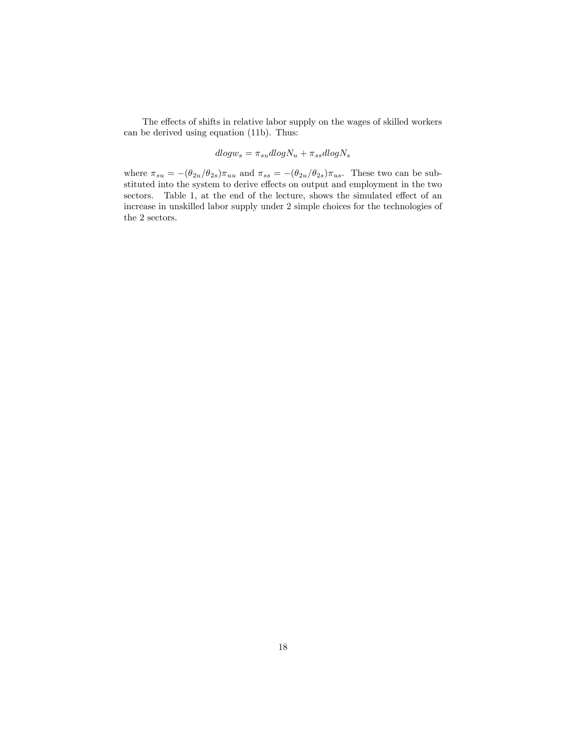The effects of shifts in relative labor supply on the wages of skilled workers can be derived using equation (11b). Thus:

$$dlogw_s = \pi_{su} dlogN_u + \pi_{ss} dlogN_s$$

where $\pi_{su} = -(\theta_{2u}/\theta_{2s})\pi_{uu}$ and $\pi_{ss} = -(\theta_{2u}/\theta_{2s})\pi_{us}$. These two can be substituted into the system to derive effects on output and employment in the two sectors. Table 1, at the end of the lecture, shows the simulated effect of an increase in unskilled labor supply under 2 simple choices for the technologies of the 2 sectors.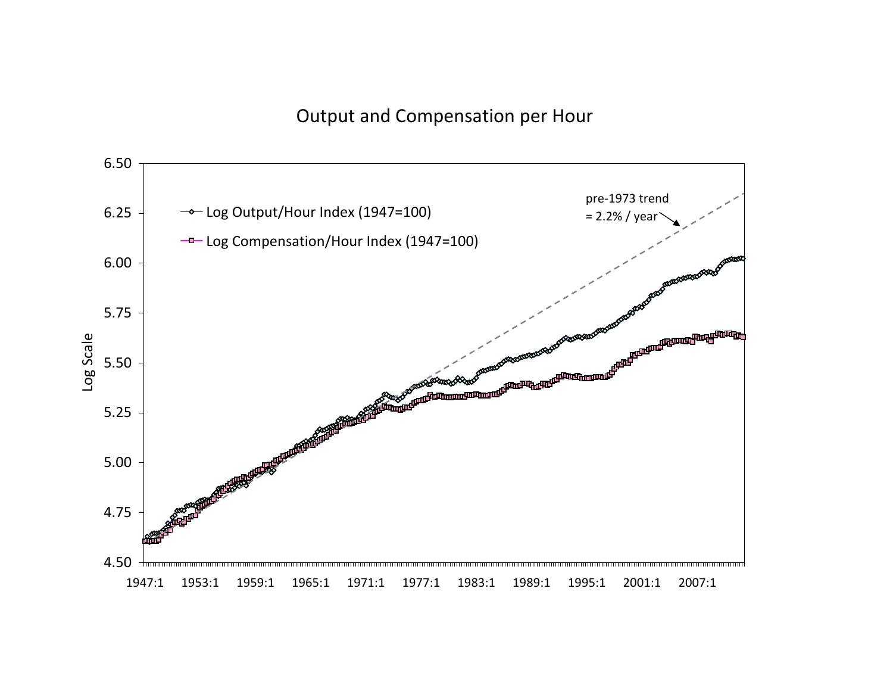# Output and Compensation per Hour

- Log Output/Hour Index (1947=100)
- Log Compensation/Hour Index (1947=100)

pre-1973 trend = 2.2% / year

Log Scale: 4.50, 4.75, 5.00, 5.25, 5.50, 5.75, 6.00, 6.25, 6.50

1947:1, 1953:1, 1959:1, 1965:1, 1971:1, 1977:1, 1983:1, 1989:1, 1995:1, 2001:1, 2007:1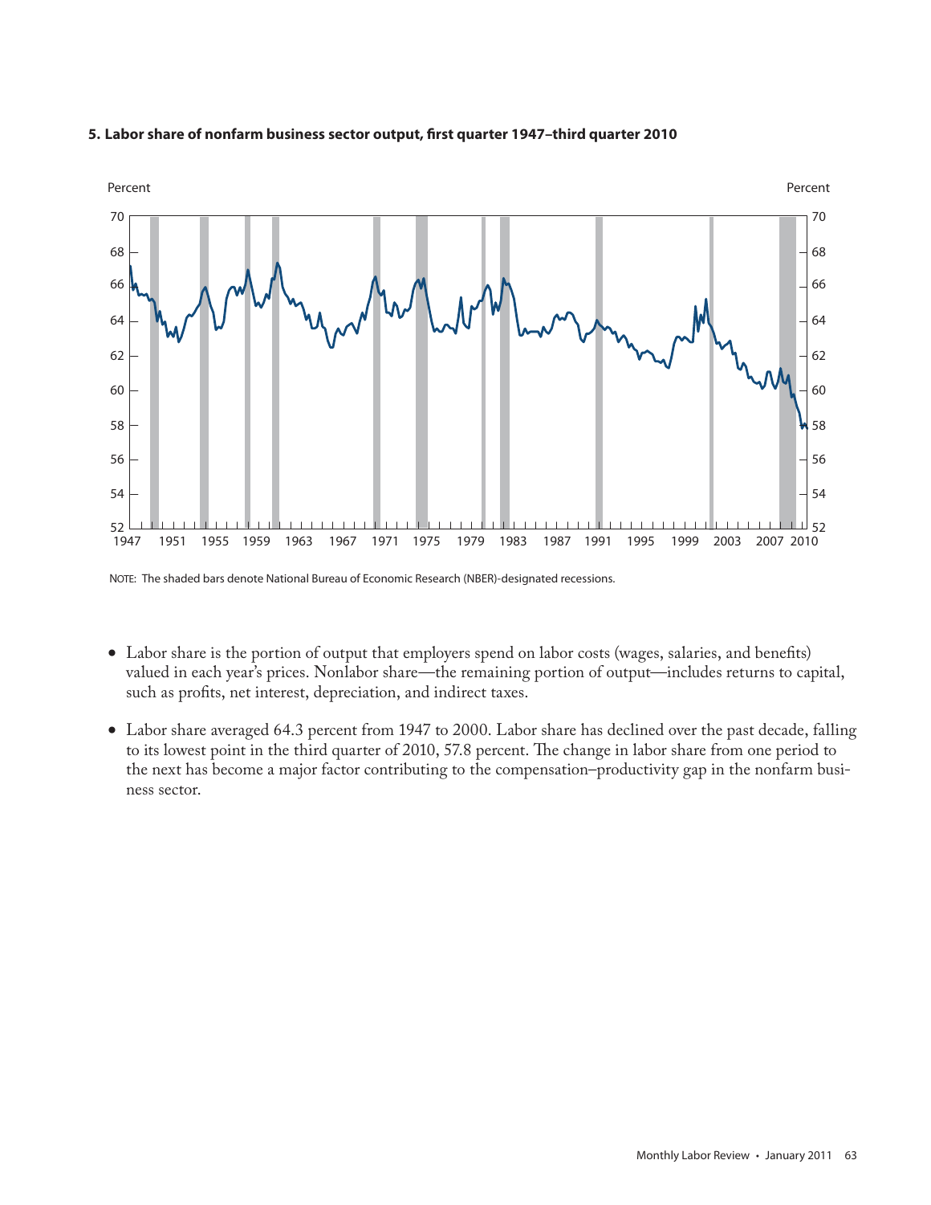**5. Labor share of nonfarm business sector output, first quarter 1947–third quarter 2010**

NOTE: The shaded bars denote National Bureau of Economic Research (NBER)-designated recessions.

- Labor share is the portion of output that employers spend on labor costs (wages, salaries, and benefits) valued in each year's prices. Nonlabor share—the remaining portion of output—includes returns to capital, such as profits, net interest, depreciation, and indirect taxes.

- Labor share averaged 64.3 percent from 1947 to 2000. Labor share has declined over the past decade, falling to its lowest point in the third quarter of 2010, 57.8 percent. The change in labor share from one period to the next has become a major factor contributing to the compensation–productivity gap in the nonfarm business sector.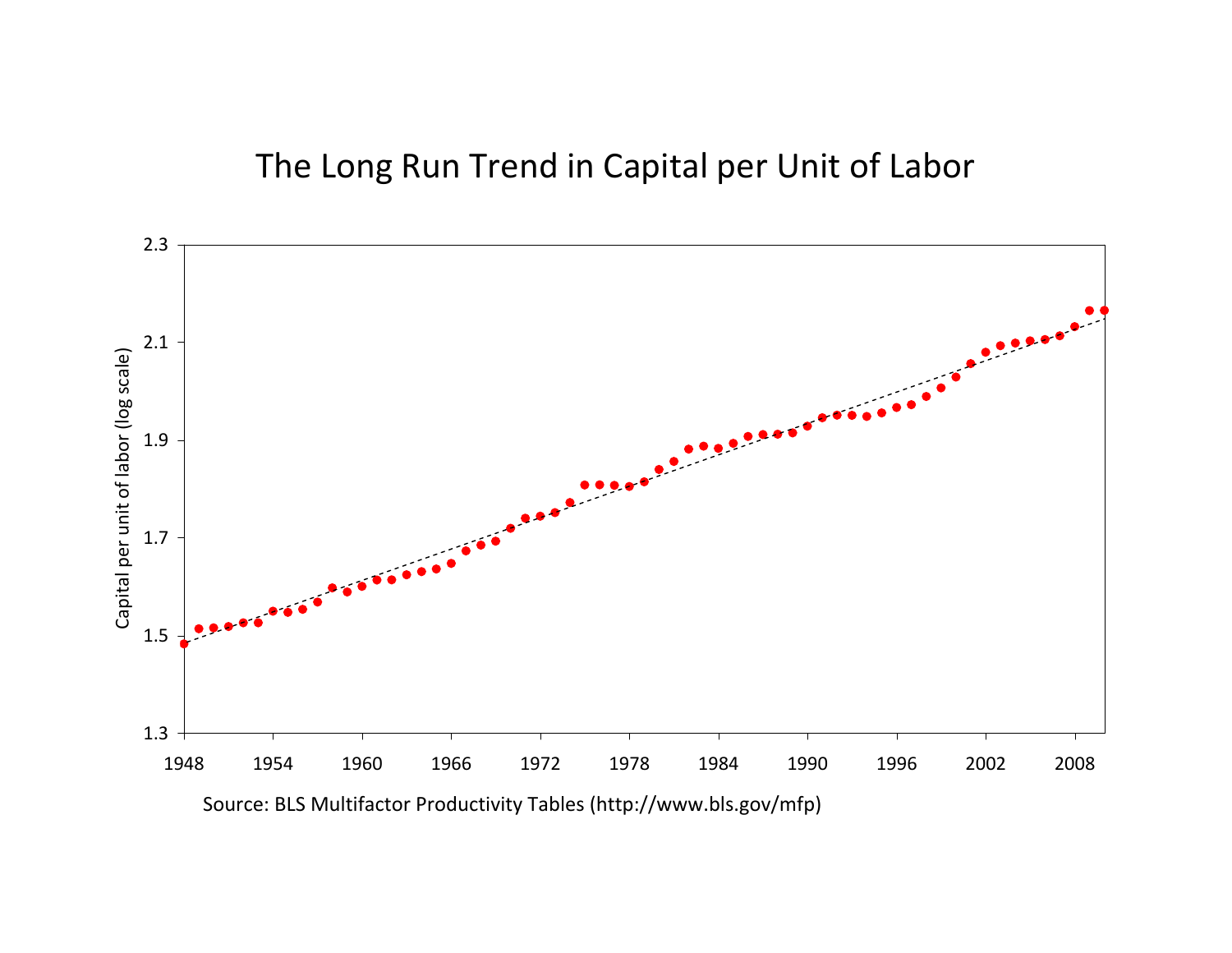# The Long Run Trend in Capital per Unit of Labor

Source: BLS Multifactor Productivity Tables (http://www.bls.gov/mfp)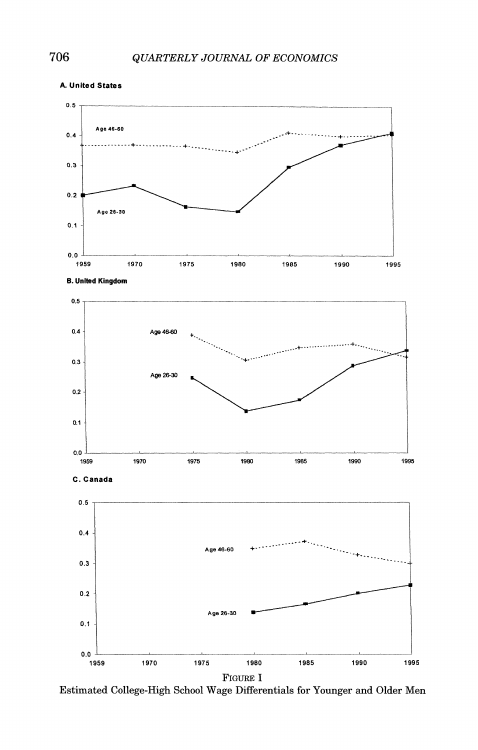**A. United States**

**B. United Kingdom**

**C. Canada**

FIGURE I

Estimated College-High School Wage Differentials for Younger and Older Men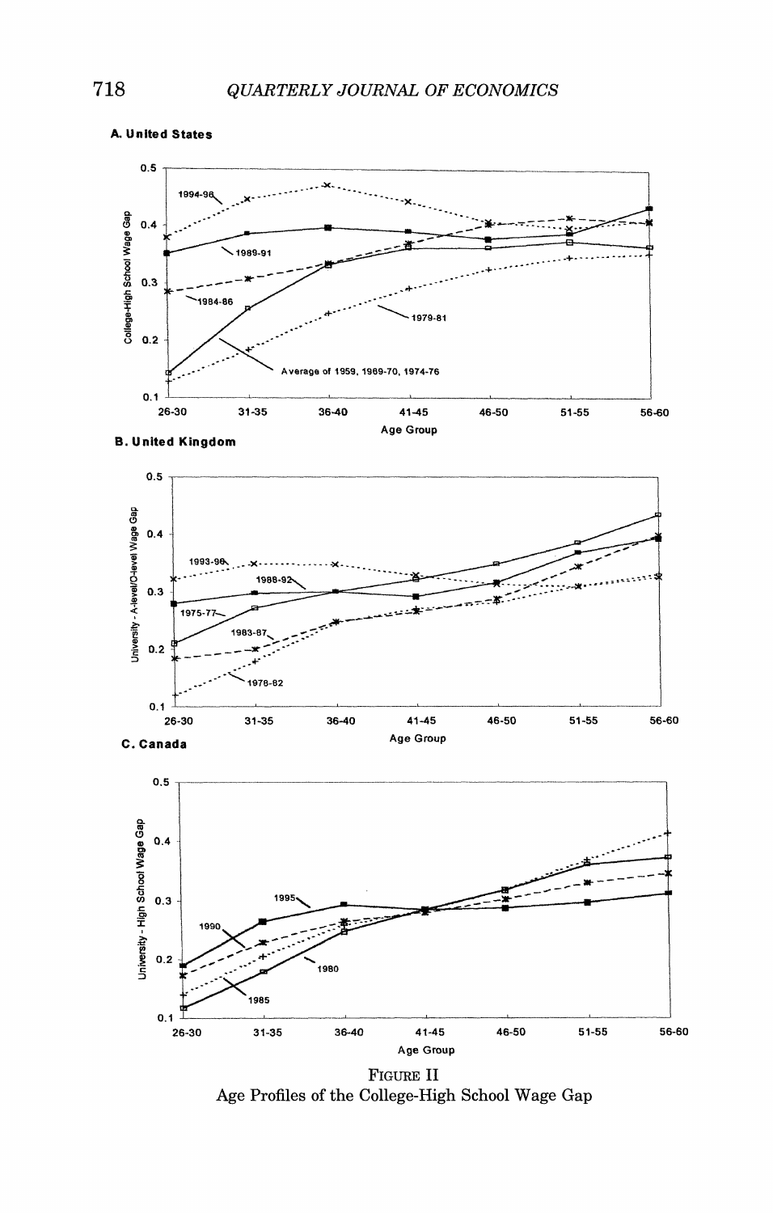**A. United States**

**B. United Kingdom**

**C. Canada**

FIGURE II
Age Profiles of the College-High School Wage Gap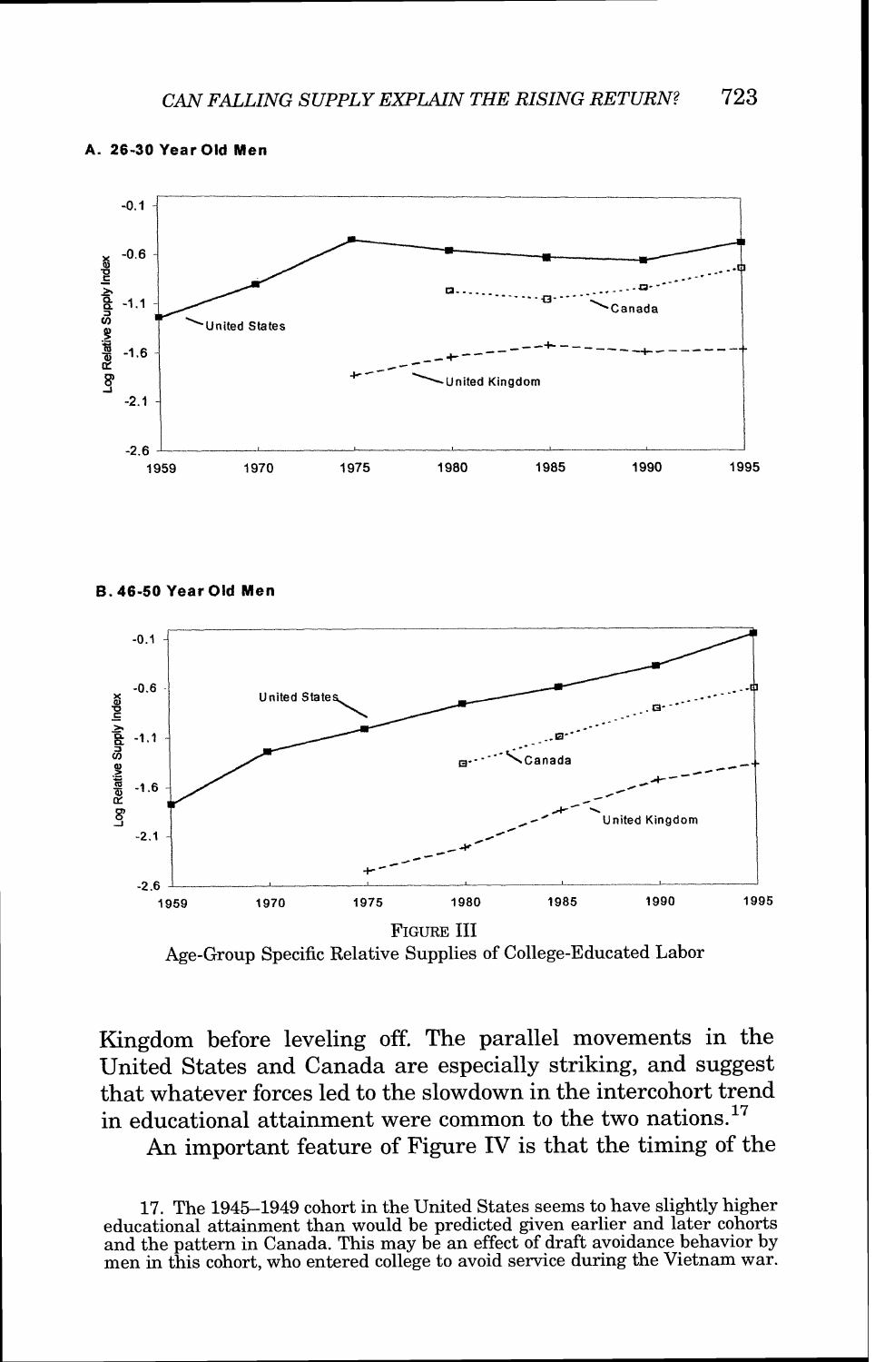**A. 26-30 Year Old Men**

**B. 46-50 Year Old Men**

FIGURE III
Age-Group Specific Relative Supplies of College-Educated Labor

Kingdom before leveling off. The parallel movements in the United States and Canada are especially striking, and suggest that whatever forces led to the slowdown in the intercohort trend in educational attainment were common to the two nations.[17]

An important feature of Figure IV is that the timing of the

17. The 1945–1949 cohort in the United States seems to have slightly higher educational attainment than would be predicted given earlier and later cohorts and the pattern in Canada. This may be an effect of draft avoidance behavior by men in this cohort, who entered college to avoid service during the Vietnam war.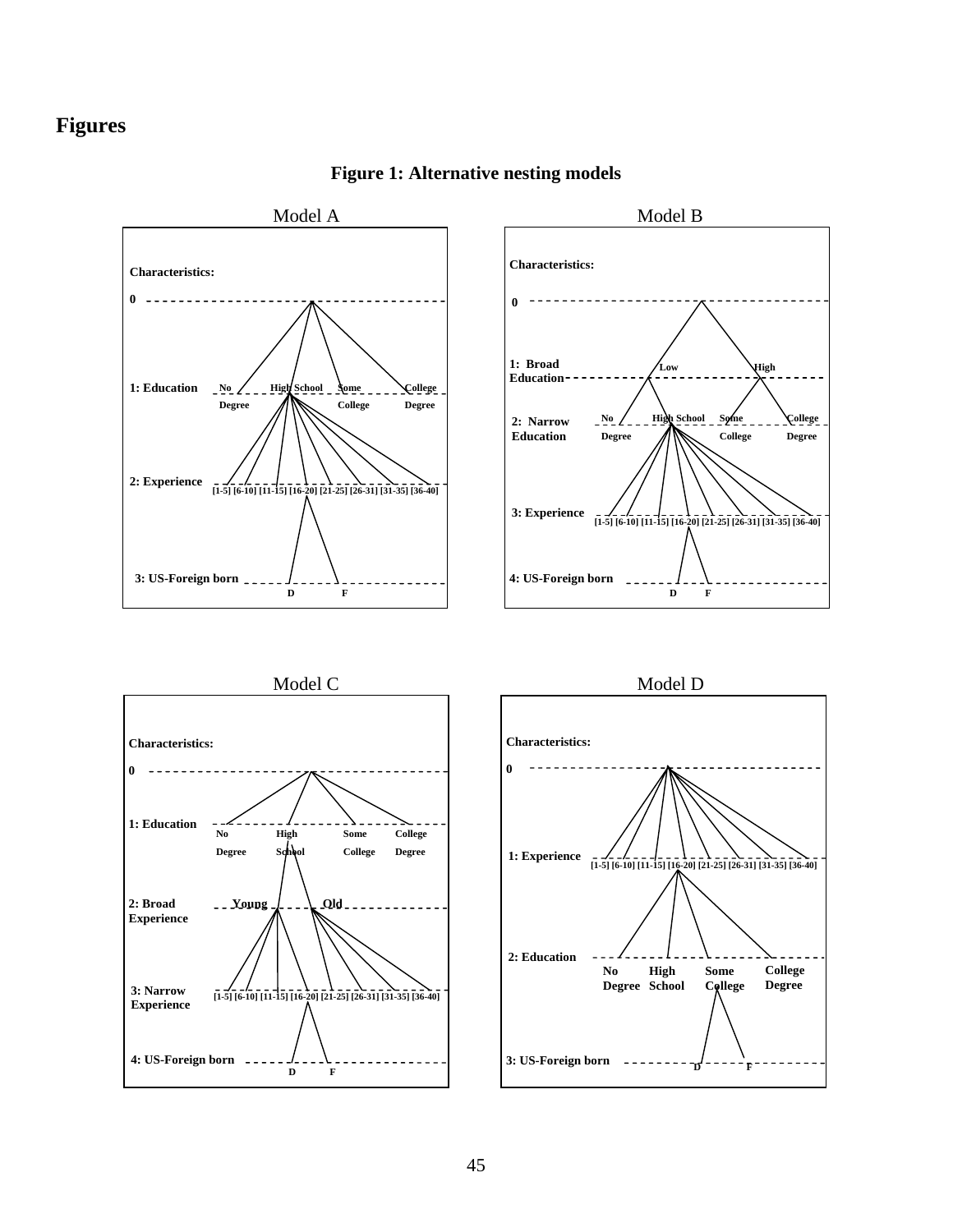# Figures

**Figure 1: Alternative nesting models**

Model A

Characteristics:

0

1: Education — No Degree, High School, Some College, College Degree

2: Experience — [1-5] [6-10] [11-15] [16-20] [21-25] [26-31] [31-35] [36-40]

3: US-Foreign born — D, F

Model B

Characteristics:

0

1: Broad Education — Low, High

2: Narrow Education — No Degree, High School, Some College, College Degree

3: Experience — [1-5] [6-10] [11-15] [16-20] [21-25] [26-31] [31-35] [36-40]

4: US-Foreign born — D, F

Model C

Characteristics:

0

1: Education — No Degree, High School, Some College, College Degree

2: Broad Experience — Young, Old

3: Narrow Experience — [1-5] [6-10] [11-15] [16-20] [21-25] [26-31] [31-35] [36-40]

4: US-Foreign born — D, F

Model D

Characteristics:

0

1: Experience — [1-5] [6-10] [11-15] [16-20] [21-25] [26-31] [31-35] [36-40]

2: Education — No Degree, High School, Some College, College Degree

3: US-Foreign born — D, F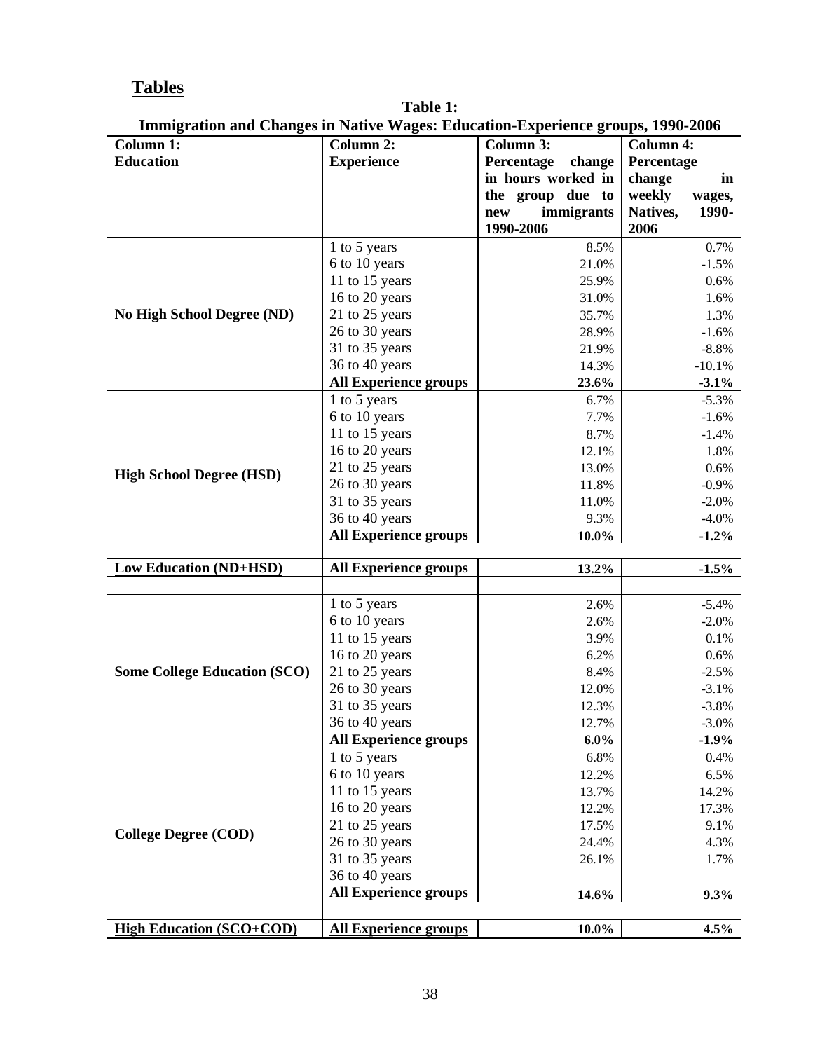## Tables

**Table 1:**
**Immigration and Changes in Native Wages: Education-Experience groups, 1990-2006**

| Column 1: Education | Column 2: Experience | Column 3: Percentage change in hours worked in the group due to new immigrants 1990-2006 | Column 4: Percentage change in weekly wages, Natives, 1990-2006 |
|---|---|---|---|
| **No High School Degree (ND)** | 1 to 5 years | 8.5% | 0.7% |
| | 6 to 10 years | 21.0% | -1.5% |
| | 11 to 15 years | 25.9% | 0.6% |
| | 16 to 20 years | 31.0% | 1.6% |
| | 21 to 25 years | 35.7% | 1.3% |
| | 26 to 30 years | 28.9% | -1.6% |
| | 31 to 35 years | 21.9% | -8.8% |
| | 36 to 40 years | 14.3% | -10.1% |
| | **All Experience groups** | **23.6%** | **-3.1%** |
| **High School Degree (HSD)** | 1 to 5 years | 6.7% | -5.3% |
| | 6 to 10 years | 7.7% | -1.6% |
| | 11 to 15 years | 8.7% | -1.4% |
| | 16 to 20 years | 12.1% | 1.8% |
| | 21 to 25 years | 13.0% | 0.6% |
| | 26 to 30 years | 11.8% | -0.9% |
| | 31 to 35 years | 11.0% | -2.0% |
| | 36 to 40 years | 9.3% | -4.0% |
| | **All Experience groups** | **10.0%** | **-1.2%** |
| **Low Education (ND+HSD)** | **All Experience groups** | **13.2%** | **-1.5%** |
| **Some College Education (SCO)** | 1 to 5 years | 2.6% | -5.4% |
| | 6 to 10 years | 2.6% | -2.0% |
| | 11 to 15 years | 3.9% | 0.1% |
| | 16 to 20 years | 6.2% | 0.6% |
| | 21 to 25 years | 8.4% | -2.5% |
| | 26 to 30 years | 12.0% | -3.1% |
| | 31 to 35 years | 12.3% | -3.8% |
| | 36 to 40 years | 12.7% | -3.0% |
| | **All Experience groups** | **6.0%** | **-1.9%** |
| **College Degree (COD)** | 1 to 5 years | 6.8% | 0.4% |
| | 6 to 10 years | 12.2% | 6.5% |
| | 11 to 15 years | 13.7% | 14.2% |
| | 16 to 20 years | 12.2% | 17.3% |
| | 21 to 25 years | 17.5% | 9.1% |
| | 26 to 30 years | 24.4% | 4.3% |
| | 31 to 35 years | 26.1% | 1.7% |
| | 36 to 40 years | | |
| | **All Experience groups** | **14.6%** | **9.3%** |
| **High Education (SCO+COD)** | **All Experience groups** | **10.0%** | **4.5%** |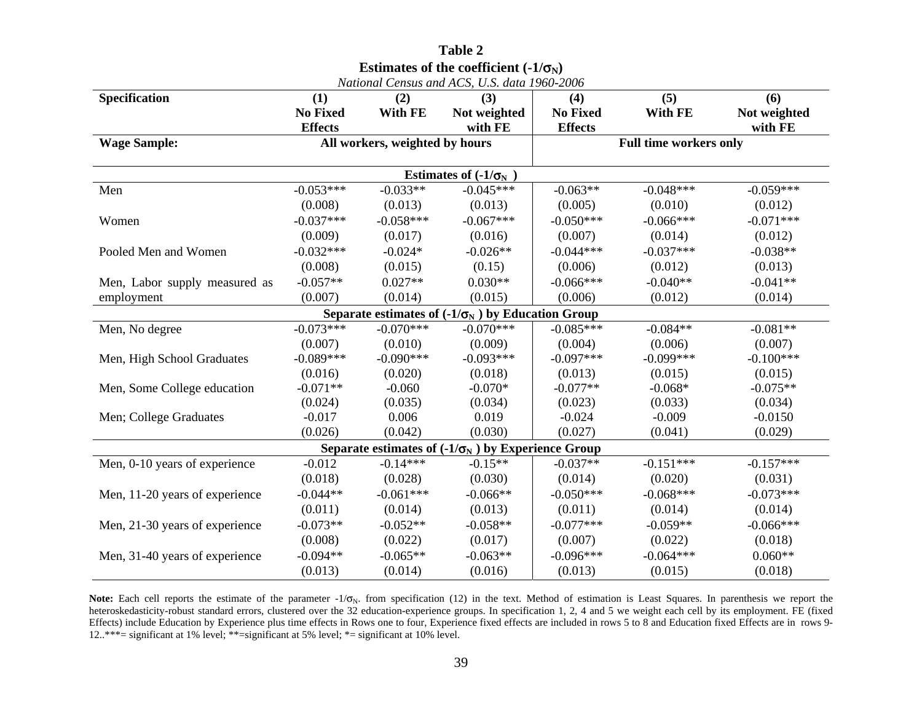**Table 2**

**Estimates of the coefficient ($-1/\sigma_N$)**

*National Census and ACS, U.S. data 1960-2006*

| **Specification** | **(1) No Fixed Effects** | **(2) With FE** | **(3) Not weighted with FE** | **(4) No Fixed Effects** | **(5) With FE** | **(6) Not weighted with FE** |
|---|---|---|---|---|---|---|
| **Wage Sample:** | **All workers, weighted by hours** | | | **Full time workers only** | | |
| | | | **Estimates of ($-1/\sigma_N$ )** | | | |
| Men | -0.053*** | -0.033** | -0.045*** | -0.063** | -0.048*** | -0.059*** |
| | (0.008) | (0.013) | (0.013) | (0.005) | (0.010) | (0.012) |
| Women | -0.037*** | -0.058*** | -0.067*** | -0.050*** | -0.066*** | -0.071*** |
| | (0.009) | (0.017) | (0.016) | (0.007) | (0.014) | (0.012) |
| Pooled Men and Women | -0.032*** | -0.024* | -0.026** | -0.044*** | -0.037*** | -0.038** |
| | (0.008) | (0.015) | (0.15) | (0.006) | (0.012) | (0.013) |
| Men, Labor supply measured as employment | -0.057** | 0.027** | 0.030** | -0.066*** | -0.040** | -0.041** |
| | (0.007) | (0.014) | (0.015) | (0.006) | (0.012) | (0.014) |
| | | | **Separate estimates of ($-1/\sigma_N$ ) by Education Group** | | | |
| Men, No degree | -0.073*** | -0.070*** | -0.070*** | -0.085*** | -0.084** | -0.081** |
| | (0.007) | (0.010) | (0.009) | (0.004) | (0.006) | (0.007) |
| Men, High School Graduates | -0.089*** | -0.090*** | -0.093*** | -0.097*** | -0.099*** | -0.100*** |
| | (0.016) | (0.020) | (0.018) | (0.013) | (0.015) | (0.015) |
| Men, Some College education | -0.071** | -0.060 | -0.070* | -0.077** | -0.068* | -0.075** |
| | (0.024) | (0.035) | (0.034) | (0.023) | (0.033) | (0.034) |
| Men; College Graduates | -0.017 | 0.006 | 0.019 | -0.024 | -0.009 | -0.0150 |
| | (0.026) | (0.042) | (0.030) | (0.027) | (0.041) | (0.029) |
| | | | **Separate estimates of ($-1/\sigma_N$ ) by Experience Group** | | | |
| Men, 0-10 years of experience | -0.012 | -0.14*** | -0.15** | -0.037** | -0.151*** | -0.157*** |
| | (0.018) | (0.028) | (0.030) | (0.014) | (0.020) | (0.031) |
| Men, 11-20 years of experience | -0.044** | -0.061*** | -0.066** | -0.050*** | -0.068*** | -0.073*** |
| | (0.011) | (0.014) | (0.013) | (0.011) | (0.014) | (0.014) |
| Men, 21-30 years of experience | -0.073** | -0.052** | -0.058** | -0.077*** | -0.059** | -0.066*** |
| | (0.008) | (0.022) | (0.017) | (0.007) | (0.022) | (0.018) |
| Men, 31-40 years of experience | -0.094** | -0.065** | -0.063** | -0.096*** | -0.064*** | 0.060** |
| | (0.013) | (0.014) | (0.016) | (0.013) | (0.015) | (0.018) |

**Note:** Each cell reports the estimate of the parameter $-1/\sigma_N$. from specification (12) in the text. Method of estimation is Least Squares. In parenthesis we report the heteroskedasticity-robust standard errors, clustered over the 32 education-experience groups. In specification 1, 2, 4 and 5 we weight each cell by its employment. FE (fixed Effects) include Education by Experience plus time effects in Rows one to four, Experience fixed effects are included in rows 5 to 8 and Education fixed Effects are in rows 9-12..***= significant at 1% level; **=significant at 5% level; *= significant at 10% level.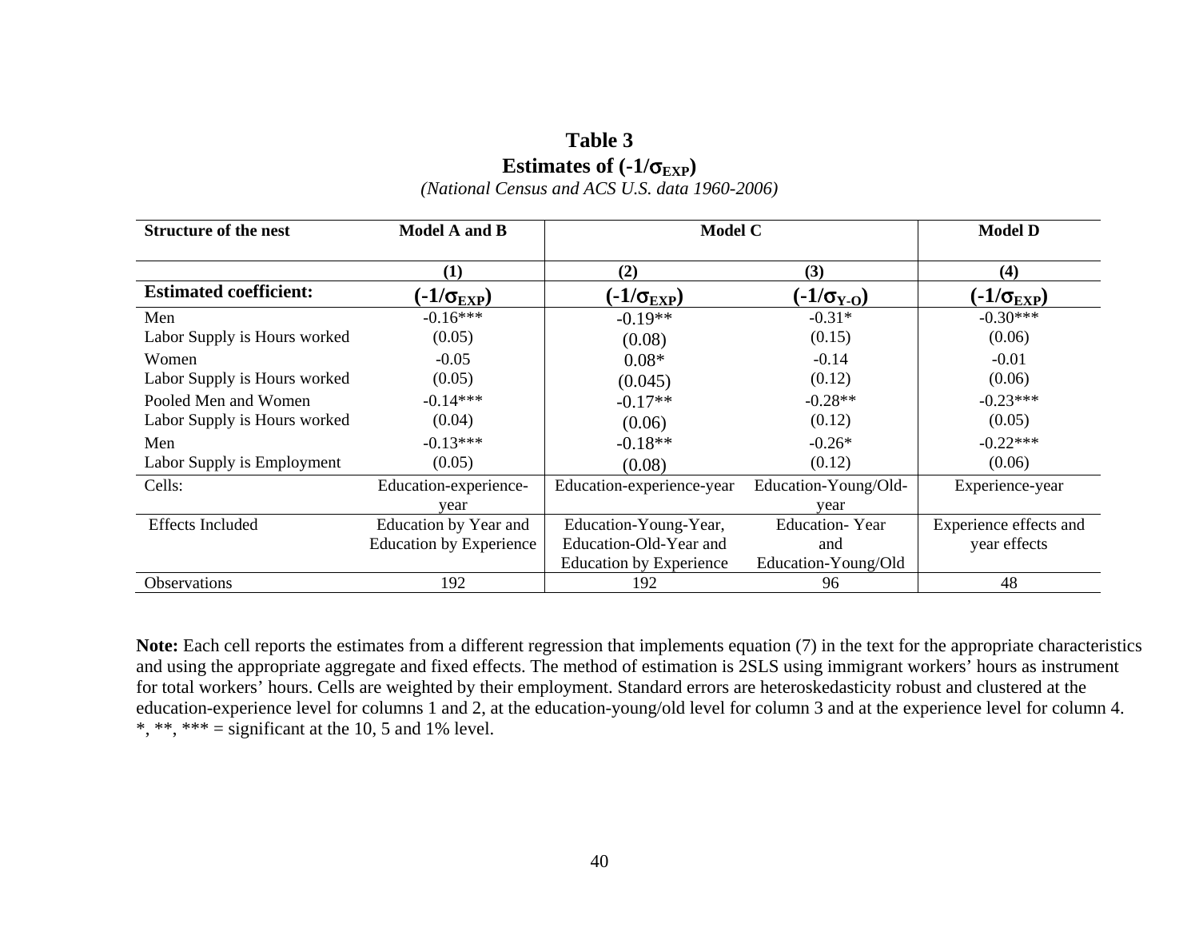# Table 3

## Estimates of ($-1/\sigma_{EXP}$)

*(National Census and ACS U.S. data 1960-2006)*

| Structure of the nest | Model A and B | Model C | | Model D |
|---|---|---|---|---|
| | (1) | (2) | (3) | (4) |
| **Estimated coefficient:** | ($-1/\sigma_{EXP}$) | ($-1/\sigma_{EXP}$) | ($-1/\sigma_{Y\text{-}O}$) | ($-1/\sigma_{EXP}$) |
| Men | -0.16*** | -0.19** | -0.31* | -0.30*** |
| Labor Supply is Hours worked | (0.05) | (0.08) | (0.15) | (0.06) |
| Women | -0.05 | 0.08* | -0.14 | -0.01 |
| Labor Supply is Hours worked | (0.05) | (0.045) | (0.12) | (0.06) |
| Pooled Men and Women | -0.14*** | -0.17** | -0.28** | -0.23*** |
| Labor Supply is Hours worked | (0.04) | (0.06) | (0.12) | (0.05) |
| Men | -0.13*** | -0.18** | -0.26* | -0.22*** |
| Labor Supply is Employment | (0.05) | (0.08) | (0.12) | (0.06) |
| Cells: | Education-experience-year | Education-experience-year | Education-Young/Old-year | Experience-year |
| Effects Included | Education by Year and Education by Experience | Education-Young-Year, Education-Old-Year and Education by Experience | Education- Year and Education-Young/Old | Experience effects and year effects |
| Observations | 192 | 192 | 96 | 48 |

**Note:** Each cell reports the estimates from a different regression that implements equation (7) in the text for the appropriate characteristics and using the appropriate aggregate and fixed effects. The method of estimation is 2SLS using immigrant workers' hours as instrument for total workers' hours. Cells are weighted by their employment. Standard errors are heteroskedasticity robust and clustered at the education-experience level for columns 1 and 2, at the education-young/old level for column 3 and at the experience level for column 4. *, **, *** = significant at the 10, 5 and 1% level.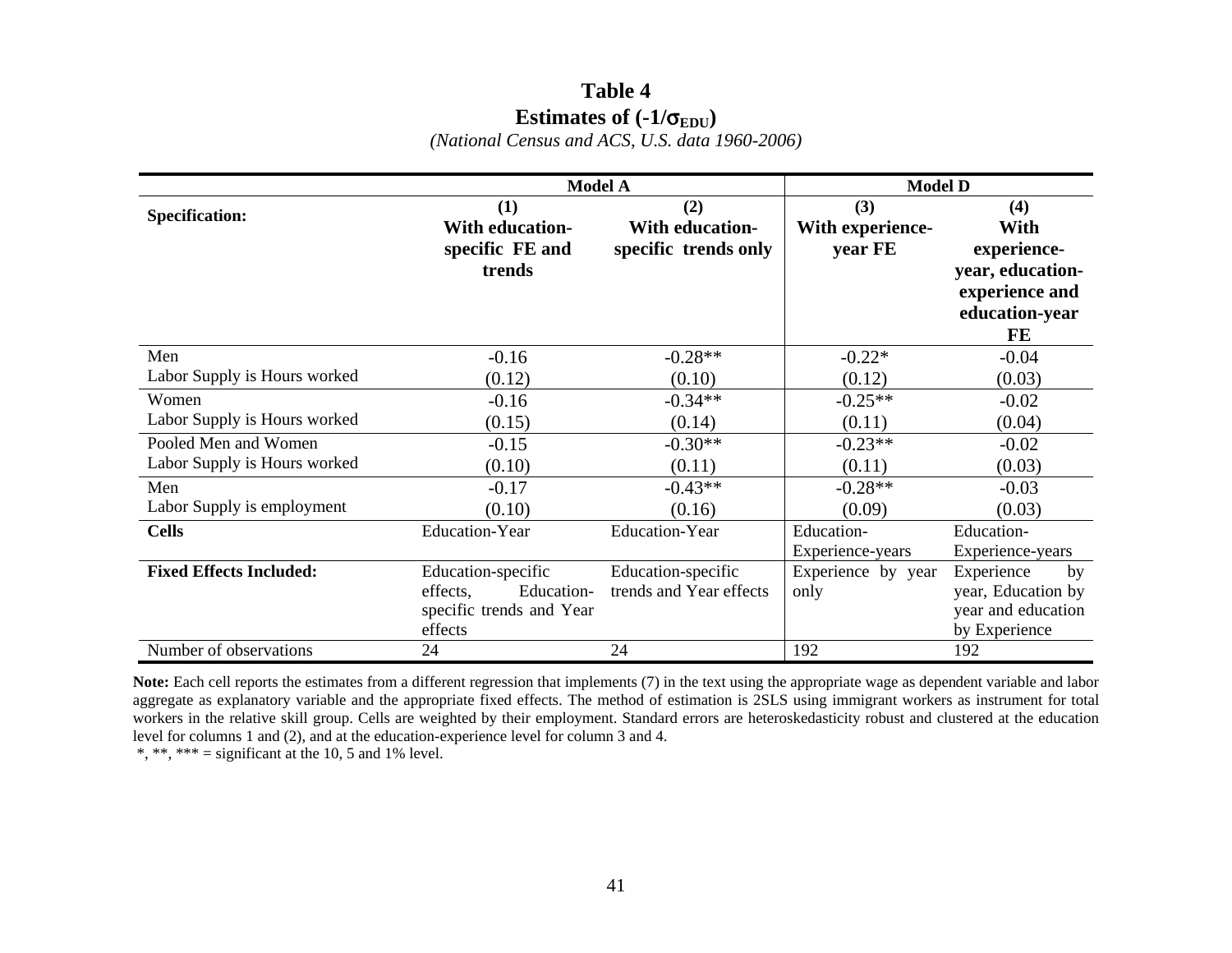# Table 4

## Estimates of $(-1/\sigma_{EDU})$

*(National Census and ACS, U.S. data 1960-2006)*

| | Model A | | Model D | |
|---|---|---|---|---|
| **Specification:** | **(1) With education-specific FE and trends** | **(2) With education-specific trends only** | **(3) With experience-year FE** | **(4) With experience-year, education-experience and education-year FE** |
| Men<br>Labor Supply is Hours worked | -0.16<br>(0.12) | -0.28**<br>(0.10) | -0.22*<br>(0.12) | -0.04<br>(0.03) |
| Women<br>Labor Supply is Hours worked | -0.16<br>(0.15) | -0.34**<br>(0.14) | -0.25**<br>(0.11) | -0.02<br>(0.04) |
| Pooled Men and Women<br>Labor Supply is Hours worked | -0.15<br>(0.10) | -0.30**<br>(0.11) | -0.23**<br>(0.11) | -0.02<br>(0.03) |
| Men<br>Labor Supply is employment | -0.17<br>(0.10) | -0.43**<br>(0.16) | -0.28**<br>(0.09) | -0.03<br>(0.03) |
| **Cells** | Education-Year | Education-Year | Education-Experience-years | Education-Experience-years |
| **Fixed Effects Included:** | Education-specific effects, Education-specific trends and Year effects | Education-specific trends and Year effects | Experience by year only | Experience by year, Education by year and education by Experience |
| Number of observations | 24 | 24 | 192 | 192 |

**Note:** Each cell reports the estimates from a different regression that implements (7) in the text using the appropriate wage as dependent variable and labor aggregate as explanatory variable and the appropriate fixed effects. The method of estimation is 2SLS using immigrant workers as instrument for total workers in the relative skill group. Cells are weighted by their employment. Standard errors are heteroskedasticity robust and clustered at the education level for columns 1 and (2), and at the education-experience level for column 3 and 4.

*, **, *** = significant at the 10, 5 and 1% level.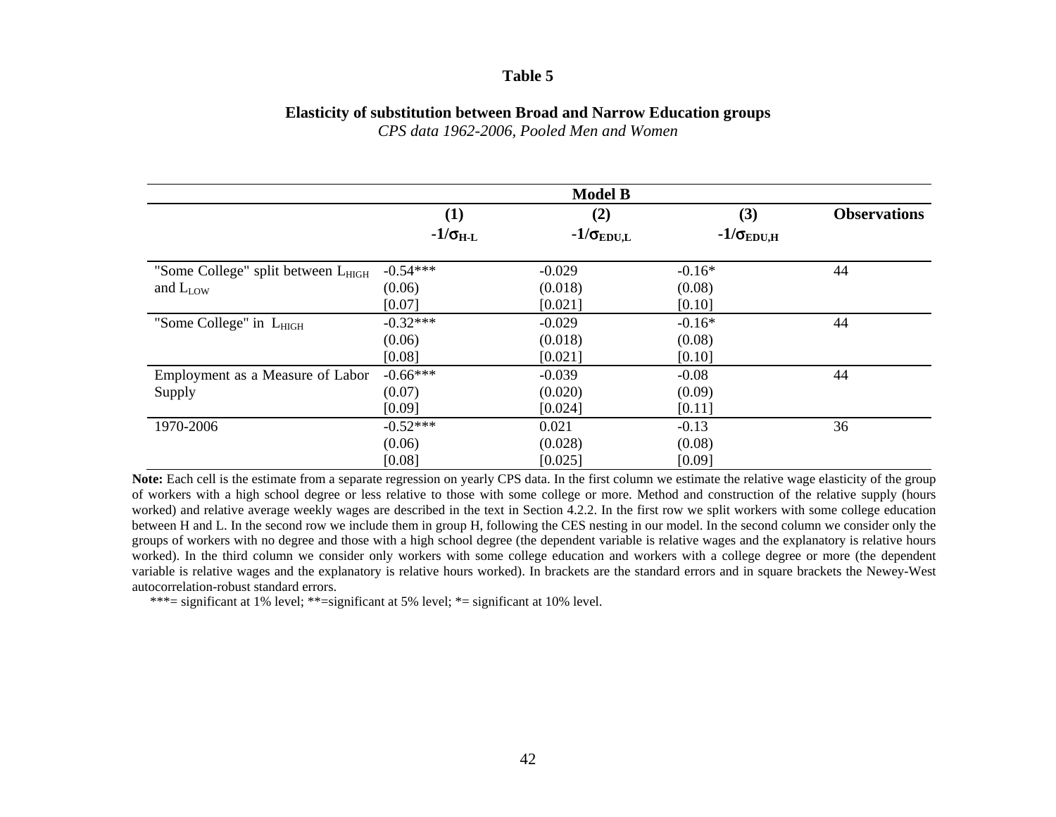**Table 5**

**Elasticity of substitution between Broad and Narrow Education groups**

*CPS data 1962-2006, Pooled Men and Women*

| | Model B | | | |
|---|---|---|---|---|
| | **(1)** | **(2)** | **(3)** | **Observations** |
| | $-1/\sigma_{H\text{-}L}$ | $-1/\sigma_{EDU,L}$ | $-1/\sigma_{EDU,H}$ | |
| "Some College" split between $L_{HIGH}$ and $L_{LOW}$ | -0.54*** | -0.029 | -0.16* | 44 |
| | (0.06) | (0.018) | (0.08) | |
| | [0.07] | [0.021] | [0.10] | |
| "Some College" in $L_{HIGH}$ | -0.32*** | -0.029 | -0.16* | 44 |
| | (0.06) | (0.018) | (0.08) | |
| | [0.08] | [0.021] | [0.10] | |
| Employment as a Measure of Labor Supply | -0.66*** | -0.039 | -0.08 | 44 |
| | (0.07) | (0.020) | (0.09) | |
| | [0.09] | [0.024] | [0.11] | |
| 1970-2006 | -0.52*** | 0.021 | -0.13 | 36 |
| | (0.06) | (0.028) | (0.08) | |
| | [0.08] | [0.025] | [0.09] | |

**Note:** Each cell is the estimate from a separate regression on yearly CPS data. In the first column we estimate the relative wage elasticity of the group of workers with a high school degree or less relative to those with some college or more. Method and construction of the relative supply (hours worked) and relative average weekly wages are described in the text in Section 4.2.2. In the first row we split workers with some college education between H and L. In the second row we include them in group H, following the CES nesting in our model. In the second column we consider only the groups of workers with no degree and those with a high school degree (the dependent variable is relative wages and the explanatory is relative hours worked). In the third column we consider only workers with some college education and workers with a college degree or more (the dependent variable is relative wages and the explanatory is relative hours worked). In brackets are the standard errors and in square brackets the Newey-West autocorrelation-robust standard errors.

***= significant at 1% level; **=significant at 5% level; *= significant at 10% level.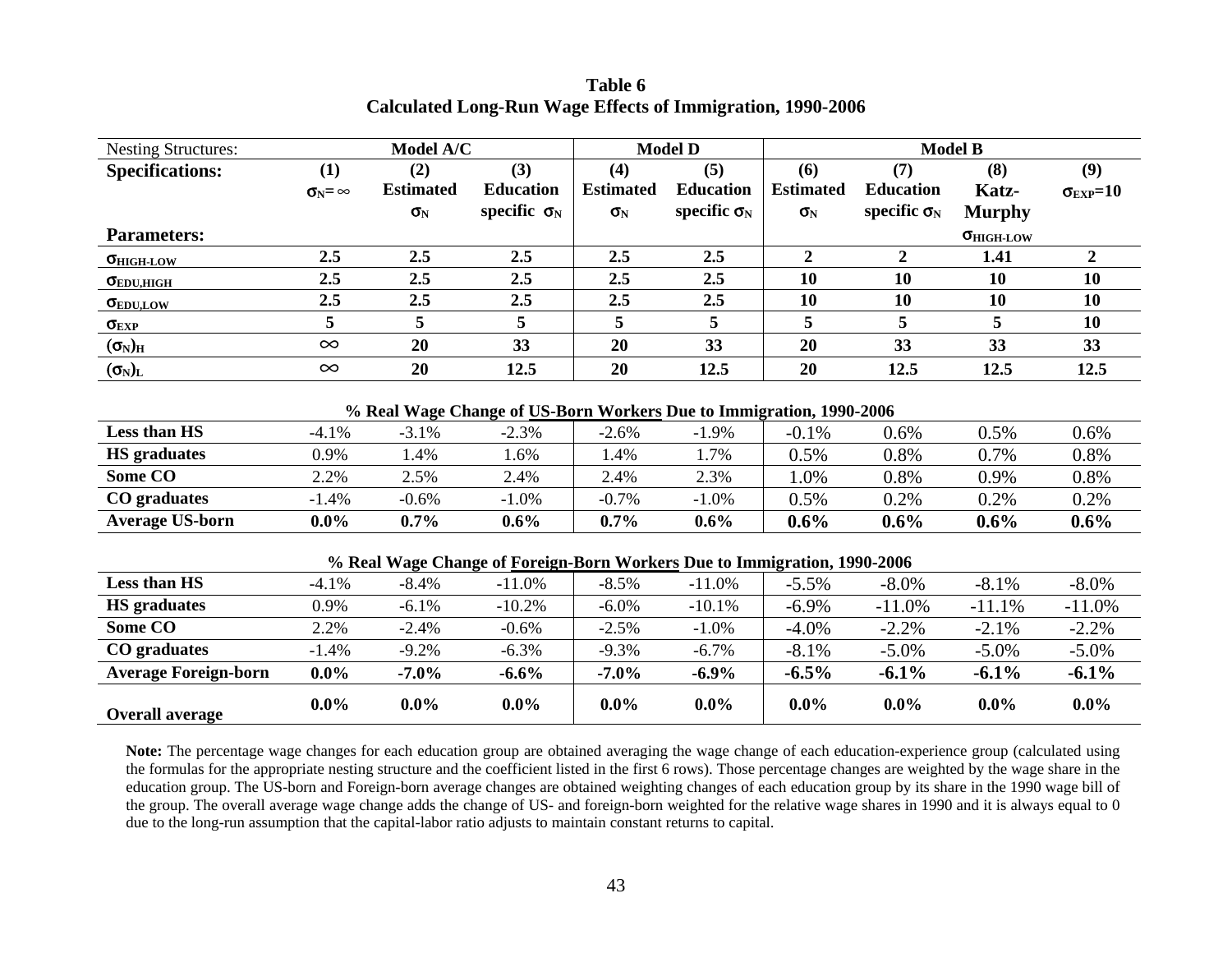**Table 6**
**Calculated Long-Run Wage Effects of Immigration, 1990-2006**

| Nesting Structures: | Model A/C | | | Model D | | Model B | | | |
|---|---|---|---|---|---|---|---|---|---|
| **Specifications:** | **(1)** $\sigma_N=\infty$ | **(2)** **Estimated** $\sigma_N$ | **(3)** **Education specific** $\sigma_N$ | **(4)** **Estimated** $\sigma_N$ | **(5)** **Education specific** $\sigma_N$ | **(6)** **Estimated** $\sigma_N$ | **(7)** **Education specific** $\sigma_N$ | **(8)** **Katz-Murphy** $\sigma_{HIGH\text{-}LOW}$ | **(9)** $\sigma_{EXP}=10$ |
| **Parameters:** | | | | | | | | | |
| $\sigma_{HIGH\text{-}LOW}$ | **2.5** | **2.5** | **2.5** | **2.5** | **2.5** | **2** | **2** | **1.41** | **2** |
| $\sigma_{EDU,HIGH}$ | **2.5** | **2.5** | **2.5** | **2.5** | **2.5** | **10** | **10** | **10** | **10** |
| $\sigma_{EDU,LOW}$ | **2.5** | **2.5** | **2.5** | **2.5** | **2.5** | **10** | **10** | **10** | **10** |
| $\sigma_{EXP}$ | **5** | **5** | **5** | **5** | **5** | **5** | **5** | **5** | **10** |
| $(\sigma_N)_H$ | $\infty$ | **20** | **33** | **20** | **33** | **20** | **33** | **33** | **33** |
| $(\sigma_N)_L$ | $\infty$ | **20** | **12.5** | **20** | **12.5** | **20** | **12.5** | **12.5** | **12.5** |
| **% Real Wage Change of US-Born Workers Due to Immigration, 1990-2006** | | | | | | | | | |
| **Less than HS** | -4.1% | -3.1% | -2.3% | -2.6% | -1.9% | -0.1% | 0.6% | 0.5% | 0.6% |
| **HS graduates** | 0.9% | 1.4% | 1.6% | 1.4% | 1.7% | 0.5% | 0.8% | 0.7% | 0.8% |
| **Some CO** | 2.2% | 2.5% | 2.4% | 2.4% | 2.3% | 1.0% | 0.8% | 0.9% | 0.8% |
| **CO graduates** | -1.4% | -0.6% | -1.0% | -0.7% | -1.0% | 0.5% | 0.2% | 0.2% | 0.2% |
| **Average US-born** | **0.0%** | **0.7%** | **0.6%** | **0.7%** | **0.6%** | **0.6%** | **0.6%** | **0.6%** | **0.6%** |
| **% Real Wage Change of Foreign-Born Workers Due to Immigration, 1990-2006** | | | | | | | | | |
| **Less than HS** | -4.1% | -8.4% | -11.0% | -8.5% | -11.0% | -5.5% | -8.0% | -8.1% | -8.0% |
| **HS graduates** | 0.9% | -6.1% | -10.2% | -6.0% | -10.1% | -6.9% | -11.0% | -11.1% | -11.0% |
| **Some CO** | 2.2% | -2.4% | -0.6% | -2.5% | -1.0% | -4.0% | -2.2% | -2.1% | -2.2% |
| **CO graduates** | -1.4% | -9.2% | -6.3% | -9.3% | -6.7% | -8.1% | -5.0% | -5.0% | -5.0% |
| **Average Foreign-born** | **0.0%** | **-7.0%** | **-6.6%** | **-7.0%** | **-6.9%** | **-6.5%** | **-6.1%** | **-6.1%** | **-6.1%** |
| **Overall average** | **0.0%** | **0.0%** | **0.0%** | **0.0%** | **0.0%** | **0.0%** | **0.0%** | **0.0%** | **0.0%** |

**Note:** The percentage wage changes for each education group are obtained averaging the wage change of each education-experience group (calculated using the formulas for the appropriate nesting structure and the coefficient listed in the first 6 rows). Those percentage changes are weighted by the wage share in the education group. The US-born and Foreign-born average changes are obtained weighting changes of each education group by its share in the 1990 wage bill of the group. The overall average wage change adds the change of US- and foreign-born weighted for the relative wage shares in 1990 and it is always equal to 0 due to the long-run assumption that the capital-labor ratio adjusts to maintain constant returns to capital.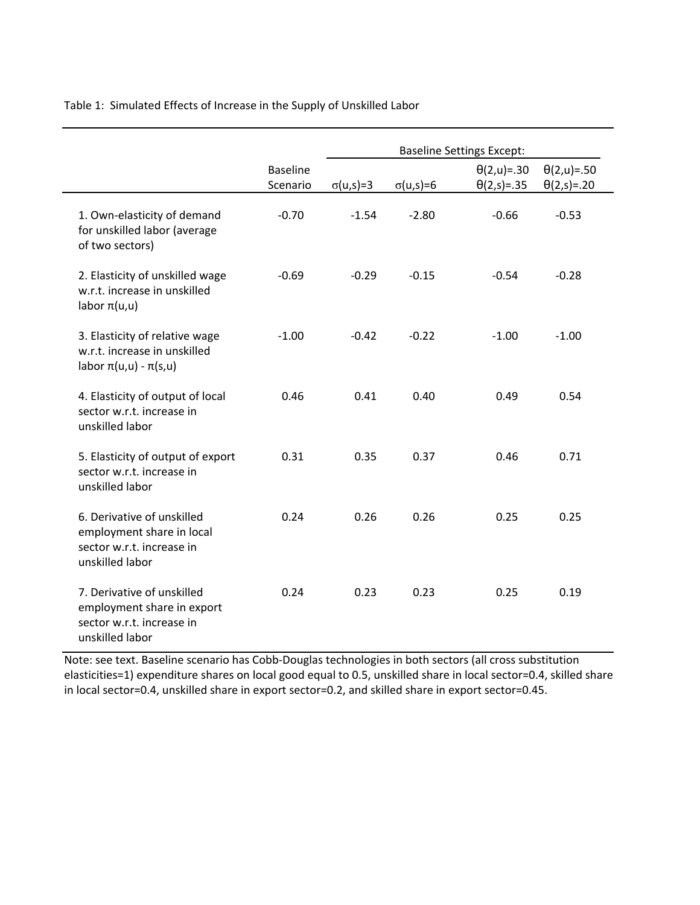Table 1: Simulated Effects of Increase in the Supply of Unskilled Labor

| | Baseline Scenario | Baseline Settings Except: | | | |
|---|---|---|---|---|---|
| | | $\sigma(u,s)=3$ | $\sigma(u,s)=6$ | $\theta(2,u)=.30$ $\theta(2,s)=.35$ | $\theta(2,u)=.50$ $\theta(2,s)=.20$ |
| 1. Own-elasticity of demand for unskilled labor (average of two sectors) | -0.70 | -1.54 | -2.80 | -0.66 | -0.53 |
| 2. Elasticity of unskilled wage w.r.t. increase in unskilled labor $\pi(u,u)$ | -0.69 | -0.29 | -0.15 | -0.54 | -0.28 |
| 3. Elasticity of relative wage w.r.t. increase in unskilled labor $\pi(u,u) - \pi(s,u)$ | -1.00 | -0.42 | -0.22 | -1.00 | -1.00 |
| 4. Elasticity of output of local sector w.r.t. increase in unskilled labor | 0.46 | 0.41 | 0.40 | 0.49 | 0.54 |
| 5. Elasticity of output of export sector w.r.t. increase in unskilled labor | 0.31 | 0.35 | 0.37 | 0.46 | 0.71 |
| 6. Derivative of unskilled employment share in local sector w.r.t. increase in unskilled labor | 0.24 | 0.26 | 0.26 | 0.25 | 0.25 |
| 7. Derivative of unskilled employment share in export sector w.r.t. increase in unskilled labor | 0.24 | 0.23 | 0.23 | 0.25 | 0.19 |

Note: see text. Baseline scenario has Cobb-Douglas technologies in both sectors (all cross substitution elasticities=1) expenditure shares on local good equal to 0.5, unskilled share in local sector=0.4, skilled share in local sector=0.4, unskilled share in export sector=0.2, and skilled share in export sector=0.45.